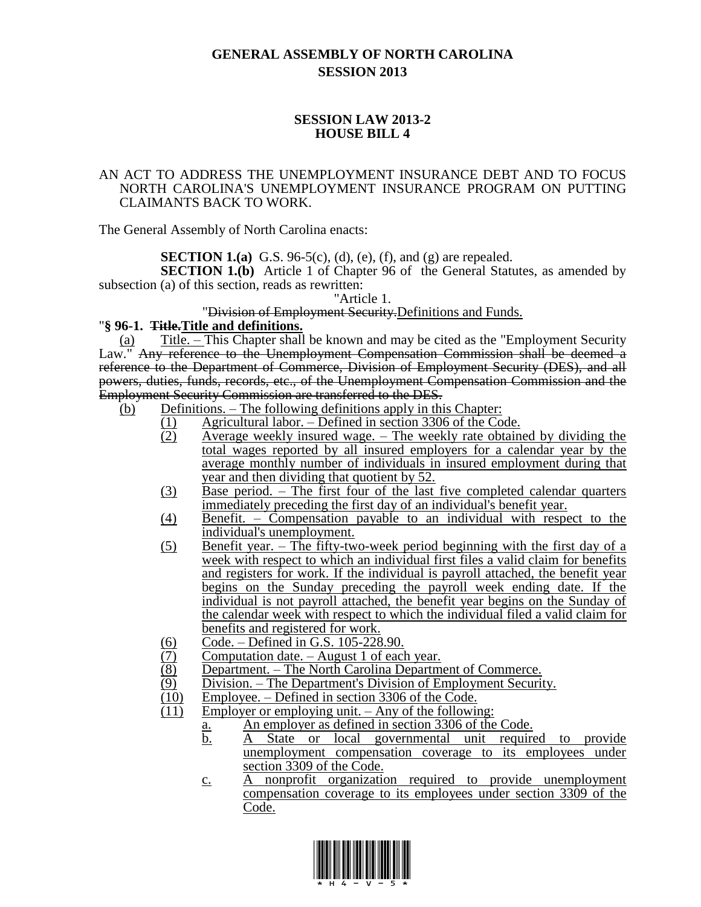# GENERAL ASSEMBLY OF NORTH CAROLINA
## SESSION 2013

### SESSION LAW 2013-2
### HOUSE BILL 4

AN ACT TO ADDRESS THE UNEMPLOYMENT INSURANCE DEBT AND TO FOCUS NORTH CAROLINA'S UNEMPLOYMENT INSURANCE PROGRAM ON PUTTING CLAIMANTS BACK TO WORK.

The General Assembly of North Carolina enacts:

**SECTION 1.(a)** G.S. 96-5(c), (d), (e), (f), and (g) are repealed.

**SECTION 1.(b)** Article 1 of Chapter 96 of the General Statutes, as amended by subsection (a) of this section, reads as rewritten:

"Article 1.

"~~Division of Employment Security.~~Definitions and Funds.

"**§ 96-1. ~~Title.~~Title and definitions.**

(a) Title. – This Chapter shall be known and may be cited as the "Employment Security Law." ~~Any reference to the Unemployment Compensation Commission shall be deemed a reference to the Department of Commerce, Division of Employment Security (DES), and all powers, duties, funds, records, etc., of the Unemployment Compensation Commission and the Employment Security Commission are transferred to the DES.~~

(b) Definitions. – The following definitions apply in this Chapter:

(1) Agricultural labor. – Defined in section 3306 of the Code.

(2) Average weekly insured wage. – The weekly rate obtained by dividing the total wages reported by all insured employers for a calendar year by the average monthly number of individuals in insured employment during that year and then dividing that quotient by 52.

(3) Base period. – The first four of the last five completed calendar quarters immediately preceding the first day of an individual's benefit year.

(4) Benefit. – Compensation payable to an individual with respect to the individual's unemployment.

(5) Benefit year. – The fifty-two-week period beginning with the first day of a week with respect to which an individual first files a valid claim for benefits and registers for work. If the individual is payroll attached, the benefit year begins on the Sunday preceding the payroll week ending date. If the individual is not payroll attached, the benefit year begins on the Sunday of the calendar week with respect to which the individual filed a valid claim for benefits and registered for work.

(6) Code. – Defined in G.S. 105-228.90.

(7) Computation date. – August 1 of each year.

(8) Department. – The North Carolina Department of Commerce.

(9) Division. – The Department's Division of Employment Security.

(10) Employee. – Defined in section 3306 of the Code.

(11) Employer or employing unit. – Any of the following:

a. An employer as defined in section 3306 of the Code.

b. A State or local governmental unit required to provide unemployment compensation coverage to its employees under section 3309 of the Code.

c. A nonprofit organization required to provide unemployment compensation coverage to its employees under section 3309 of the Code.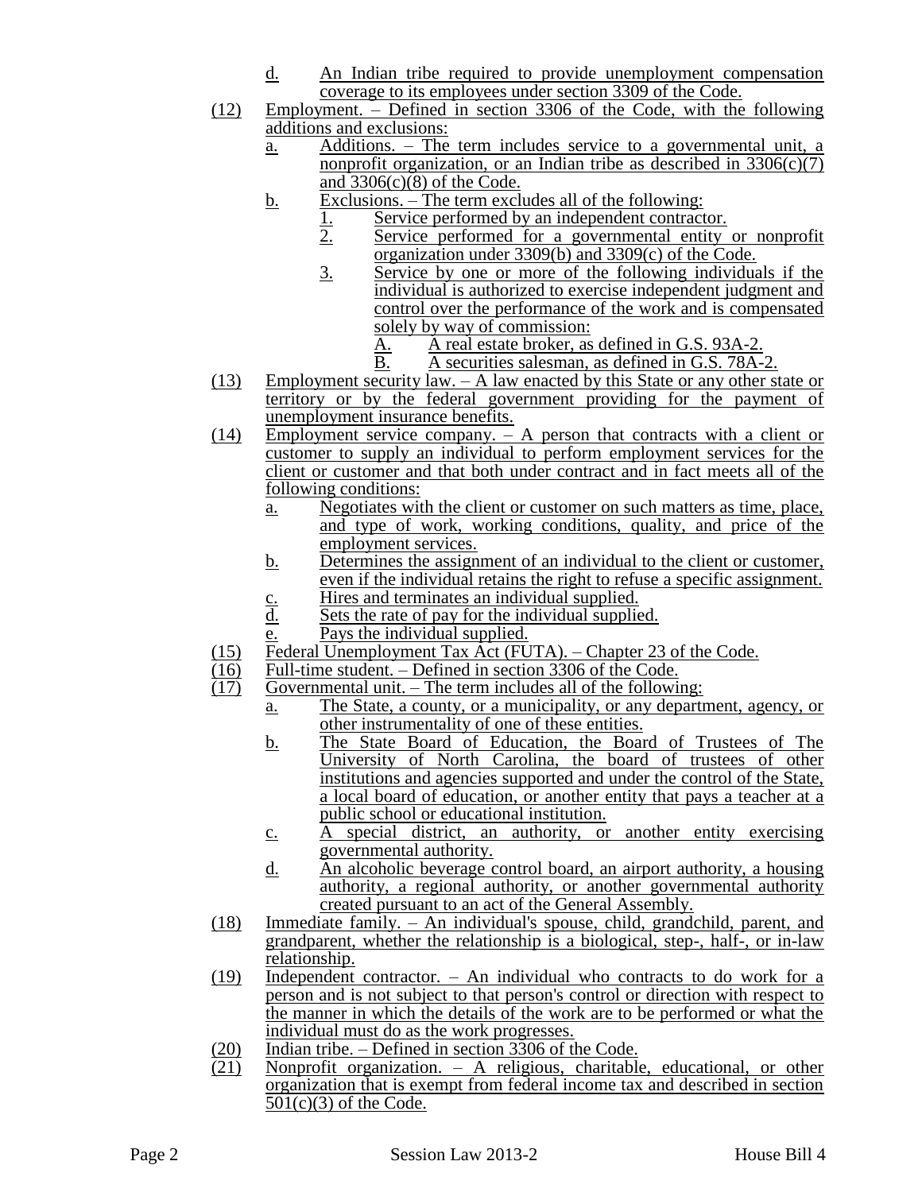d. An Indian tribe required to provide unemployment compensation coverage to its employees under section 3309 of the Code.

(12) Employment. – Defined in section 3306 of the Code, with the following additions and exclusions:

a. Additions. – The term includes service to a governmental unit, a nonprofit organization, or an Indian tribe as described in 3306(c)(7) and 3306(c)(8) of the Code.

b. Exclusions. – The term excludes all of the following:

1. Service performed by an independent contractor.
2. Service performed for a governmental entity or nonprofit organization under 3309(b) and 3309(c) of the Code.
3. Service by one or more of the following individuals if the individual is authorized to exercise independent judgment and control over the performance of the work and is compensated solely by way of commission:

A. A real estate broker, as defined in G.S. 93A-2.
B. A securities salesman, as defined in G.S. 78A-2.

(13) Employment security law. – A law enacted by this State or any other state or territory or by the federal government providing for the payment of unemployment insurance benefits.

(14) Employment service company. – A person that contracts with a client or customer to supply an individual to perform employment services for the client or customer and that both under contract and in fact meets all of the following conditions:

a. Negotiates with the client or customer on such matters as time, place, and type of work, working conditions, quality, and price of the employment services.
b. Determines the assignment of an individual to the client or customer, even if the individual retains the right to refuse a specific assignment.
c. Hires and terminates an individual supplied.
d. Sets the rate of pay for the individual supplied.
e. Pays the individual supplied.

(15) Federal Unemployment Tax Act (FUTA). – Chapter 23 of the Code.

(16) Full-time student. – Defined in section 3306 of the Code.

(17) Governmental unit. – The term includes all of the following:

a. The State, a county, or a municipality, or any department, agency, or other instrumentality of one of these entities.
b. The State Board of Education, the Board of Trustees of The University of North Carolina, the board of trustees of other institutions and agencies supported and under the control of the State, a local board of education, or another entity that pays a teacher at a public school or educational institution.
c. A special district, an authority, or another entity exercising governmental authority.
d. An alcoholic beverage control board, an airport authority, a housing authority, a regional authority, or another governmental authority created pursuant to an act of the General Assembly.

(18) Immediate family. – An individual's spouse, child, grandchild, parent, and grandparent, whether the relationship is a biological, step-, half-, or in-law relationship.

(19) Independent contractor. – An individual who contracts to do work for a person and is not subject to that person's control or direction with respect to the manner in which the details of the work are to be performed or what the individual must do as the work progresses.

(20) Indian tribe. – Defined in section 3306 of the Code.

(21) Nonprofit organization. – A religious, charitable, educational, or other organization that is exempt from federal income tax and described in section 501(c)(3) of the Code.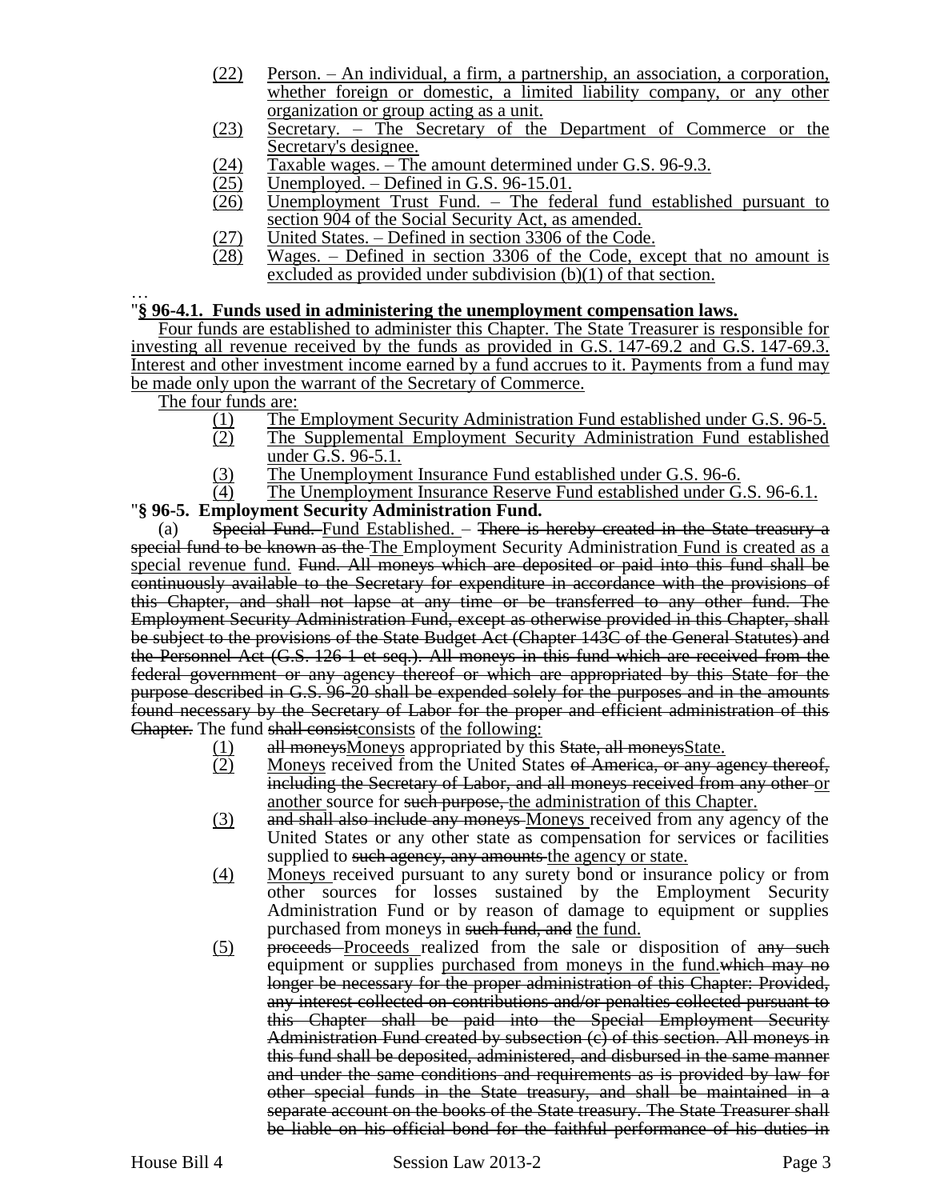(22) Person. – An individual, a firm, a partnership, an association, a corporation, whether foreign or domestic, a limited liability company, or any other organization or group acting as a unit.

(23) Secretary. – The Secretary of the Department of Commerce or the Secretary's designee.

(24) Taxable wages. – The amount determined under G.S. 96-9.3.

(25) Unemployed. – Defined in G.S. 96-15.01.

(26) Unemployment Trust Fund. – The federal fund established pursuant to section 904 of the Social Security Act, as amended.

(27) United States. – Defined in section 3306 of the Code.

(28) Wages. – Defined in section 3306 of the Code, except that no amount is excluded as provided under subdivision (b)(1) of that section.

…

"**§ 96-4.1. Funds used in administering the unemployment compensation laws.**

Four funds are established to administer this Chapter. The State Treasurer is responsible for investing all revenue received by the funds as provided in G.S. 147-69.2 and G.S. 147-69.3. Interest and other investment income earned by a fund accrues to it. Payments from a fund may be made only upon the warrant of the Secretary of Commerce.

The four funds are:

(1) The Employment Security Administration Fund established under G.S. 96-5.

(2) The Supplemental Employment Security Administration Fund established under G.S. 96-5.1.

(3) The Unemployment Insurance Fund established under G.S. 96-6.

(4) The Unemployment Insurance Reserve Fund established under G.S. 96-6.1.

"**§ 96-5. Employment Security Administration Fund.**

(a) ~~Special Fund.~~ Fund Established. – ~~There is hereby created in the State treasury a special fund to be known as the~~ The Employment Security Administration Fund is created as a special revenue fund. ~~Fund. All moneys which are deposited or paid into this fund shall be continuously available to the Secretary for expenditure in accordance with the provisions of this Chapter, and shall not lapse at any time or be transferred to any other fund. The Employment Security Administration Fund, except as otherwise provided in this Chapter, shall be subject to the provisions of the State Budget Act (Chapter 143C of the General Statutes) and the Personnel Act (G.S. 126-1 et seq.). All moneys in this fund which are received from the federal government or any agency thereof or which are appropriated by this State for the purpose described in G.S. 96-20 shall be expended solely for the purposes and in the amounts found necessary by the Secretary of Labor for the proper and efficient administration of this Chapter.~~ The fund ~~shall consist~~consists of the following:

(1) ~~all moneys~~Moneys appropriated by this ~~State, all moneys~~State.

(2) Moneys received from the United States ~~of America, or any agency thereof, including the Secretary of Labor, and all moneys received from any other~~ or another source for ~~such purpose,~~ the administration of this Chapter.

(3) ~~and shall also include any moneys~~ Moneys received from any agency of the United States or any other state as compensation for services or facilities supplied to ~~such agency, any amounts~~ the agency or state.

(4) Moneys received pursuant to any surety bond or insurance policy or from other sources for losses sustained by the Employment Security Administration Fund or by reason of damage to equipment or supplies purchased from moneys in ~~such fund, and~~ the fund.

(5) ~~proceeds~~ Proceeds realized from the sale or disposition of ~~any such~~ equipment or supplies purchased from moneys in the fund.~~which may no longer be necessary for the proper administration of this Chapter: Provided, any interest collected on contributions and/or penalties collected pursuant to this Chapter shall be paid into the Special Employment Security Administration Fund created by subsection (c) of this section. All moneys in this fund shall be deposited, administered, and disbursed in the same manner and under the same conditions and requirements as is provided by law for other special funds in the State treasury, and shall be maintained in a separate account on the books of the State treasury. The State Treasurer shall be liable on his official bond for the faithful performance of his duties in~~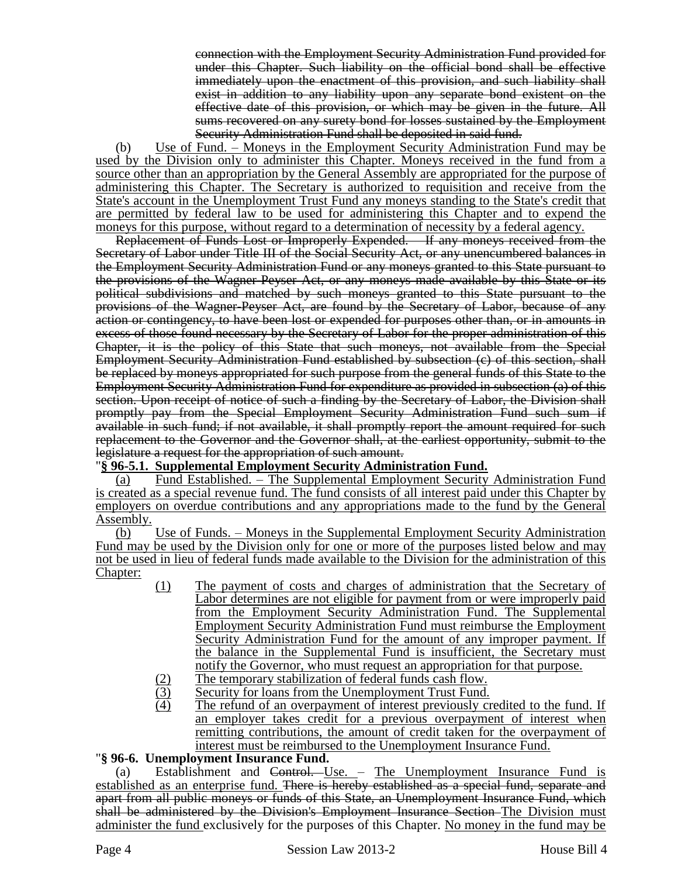connection with the Employment Security Administration Fund provided for under this Chapter. Such liability on the official bond shall be effective immediately upon the enactment of this provision, and such liability shall exist in addition to any liability upon any separate bond existent on the effective date of this provision, or which may be given in the future. All sums recovered on any surety bond for losses sustained by the Employment Security Administration Fund shall be deposited in said fund.

(b) Use of Fund. – Moneys in the Employment Security Administration Fund may be used by the Division only to administer this Chapter. Moneys received in the fund from a source other than an appropriation by the General Assembly are appropriated for the purpose of administering this Chapter. The Secretary is authorized to requisition and receive from the State's account in the Unemployment Trust Fund any moneys standing to the State's credit that are permitted by federal law to be used for administering this Chapter and to expend the moneys for this purpose, without regard to a determination of necessity by a federal agency.

Replacement of Funds Lost or Improperly Expended. – If any moneys received from the Secretary of Labor under Title III of the Social Security Act, or any unencumbered balances in the Employment Security Administration Fund or any moneys granted to this State pursuant to the provisions of the Wagner-Peyser Act, or any moneys made available by this State or its political subdivisions and matched by such moneys granted to this State pursuant to the provisions of the Wagner-Peyser Act, are found by the Secretary of Labor, because of any action or contingency, to have been lost or expended for purposes other than, or in amounts in excess of those found necessary by the Secretary of Labor for the proper administration of this Chapter, it is the policy of this State that such moneys, not available from the Special Employment Security Administration Fund established by subsection (c) of this section, shall be replaced by moneys appropriated for such purpose from the general funds of this State to the Employment Security Administration Fund for expenditure as provided in subsection (a) of this section. Upon receipt of notice of such a finding by the Secretary of Labor, the Division shall promptly pay from the Special Employment Security Administration Fund such sum if available in such fund; if not available, it shall promptly report the amount required for such replacement to the Governor and the Governor shall, at the earliest opportunity, submit to the legislature a request for the appropriation of such amount.

"**§ 96-5.1. Supplemental Employment Security Administration Fund.**

(a) Fund Established. – The Supplemental Employment Security Administration Fund is created as a special revenue fund. The fund consists of all interest paid under this Chapter by employers on overdue contributions and any appropriations made to the fund by the General Assembly.

(b) Use of Funds. – Moneys in the Supplemental Employment Security Administration Fund may be used by the Division only for one or more of the purposes listed below and may not be used in lieu of federal funds made available to the Division for the administration of this Chapter:

(1) The payment of costs and charges of administration that the Secretary of Labor determines are not eligible for payment from or were improperly paid from the Employment Security Administration Fund. The Supplemental Employment Security Administration Fund must reimburse the Employment Security Administration Fund for the amount of any improper payment. If the balance in the Supplemental Fund is insufficient, the Secretary must notify the Governor, who must request an appropriation for that purpose.

(2) The temporary stabilization of federal funds cash flow.

(3) Security for loans from the Unemployment Trust Fund.

(4) The refund of an overpayment of interest previously credited to the fund. If an employer takes credit for a previous overpayment of interest when remitting contributions, the amount of credit taken for the overpayment of interest must be reimbursed to the Unemployment Insurance Fund.

"**§ 96-6. Unemployment Insurance Fund.**

(a) Establishment and Control. Use. – The Unemployment Insurance Fund is established as an enterprise fund. There is hereby established as a special fund, separate and apart from all public moneys or funds of this State, an Unemployment Insurance Fund, which shall be administered by the Division's Employment Insurance Section The Division must administer the fund exclusively for the purposes of this Chapter. No money in the fund may be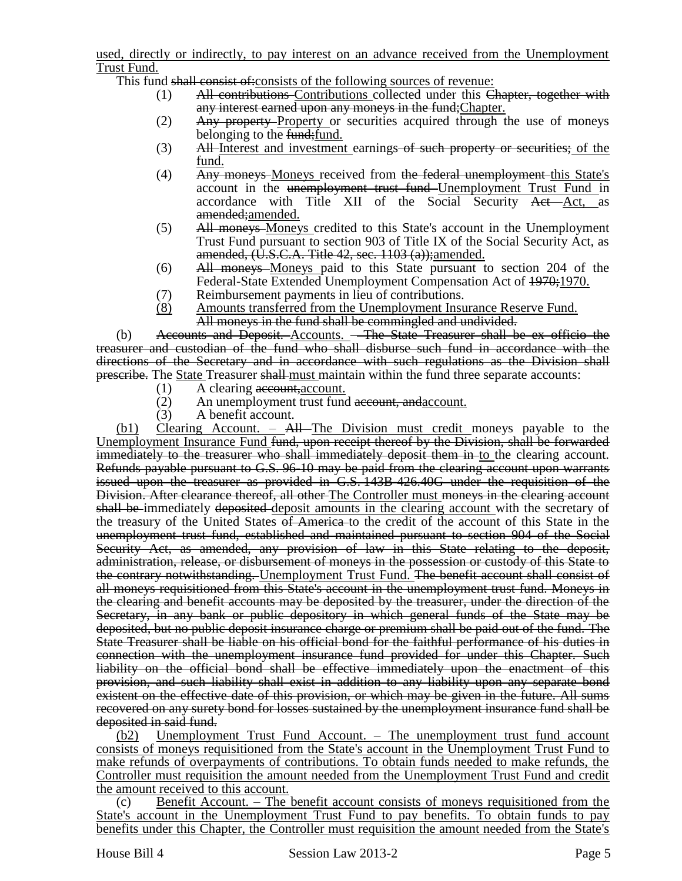used, directly or indirectly, to pay interest on an advance received from the Unemployment Trust Fund.

This fund ~~shall consist of:~~consists of the following sources of revenue:

(1) ~~All contributions~~ Contributions collected under this ~~Chapter, together with any interest earned upon any moneys in the fund;~~Chapter.

(2) ~~Any property~~ Property or securities acquired through the use of moneys belonging to the ~~fund;~~fund.

(3) ~~All~~ Interest and investment earnings ~~of such property or securities;~~ of the fund.

(4) ~~Any moneys~~ Moneys received from ~~the federal unemployment~~ this State's account in the ~~unemployment trust fund~~ Unemployment Trust Fund in accordance with Title XII of the Social Security ~~Act~~ Act, as ~~amended;~~amended.

(5) ~~All moneys~~ Moneys credited to this State's account in the Unemployment Trust Fund pursuant to section 903 of Title IX of the Social Security Act, as ~~amended, (U.S.C.A. Title 42, sec. 1103 (a));~~amended.

(6) ~~All moneys~~ Moneys paid to this State pursuant to section 204 of the Federal-State Extended Unemployment Compensation Act of ~~1970;~~1970.

(7) Reimbursement payments in lieu of contributions.

(8) Amounts transferred from the Unemployment Insurance Reserve Fund.

~~All moneys in the fund shall be commingled and undivided.~~

(b) ~~Accounts and Deposit.~~ Accounts. – ~~The State Treasurer shall be ex officio the treasurer and custodian of the fund who shall disburse such fund in accordance with the directions of the Secretary and in accordance with such regulations as the Division shall prescribe.~~ The State Treasurer ~~shall~~ must maintain within the fund three separate accounts:

(1) A clearing ~~account,~~account.

(2) An unemployment trust fund ~~account, and~~account.

(3) A benefit account.

(b1) Clearing Account. – ~~All~~ The Division must credit moneys payable to the Unemployment Insurance Fund ~~fund, upon receipt thereof by the Division, shall be forwarded immediately to the treasurer who shall immediately deposit them in~~ to the clearing account. ~~Refunds payable pursuant to G.S. 96-10 may be paid from the clearing account upon warrants issued upon the treasurer as provided in G.S. 143B-426.40G under the requisition of the Division. After clearance thereof, all other~~ The Controller must ~~moneys in the clearing account shall be~~ immediately ~~deposited~~ deposit amounts in the clearing account with the secretary of the treasury of the United States ~~of America~~ to the credit of the account of this State in the ~~unemployment trust fund, established and maintained pursuant to section 904 of the Social Security Act, as amended, any provision of law in this State relating to the deposit, administration, release, or disbursement of moneys in the possession or custody of this State to the contrary notwithstanding.~~ Unemployment Trust Fund. ~~The benefit account shall consist of all moneys requisitioned from this State's account in the unemployment trust fund. Moneys in the clearing and benefit accounts may be deposited by the treasurer, under the direction of the Secretary, in any bank or public depository in which general funds of the State may be deposited, but no public deposit insurance charge or premium shall be paid out of the fund. The State Treasurer shall be liable on his official bond for the faithful performance of his duties in connection with the unemployment insurance fund provided for under this Chapter. Such liability on the official bond shall be effective immediately upon the enactment of this provision, and such liability shall exist in addition to any liability upon any separate bond existent on the effective date of this provision, or which may be given in the future. All sums recovered on any surety bond for losses sustained by the unemployment insurance fund shall be deposited in said fund.~~

(b2) Unemployment Trust Fund Account. – The unemployment trust fund account consists of moneys requisitioned from the State's account in the Unemployment Trust Fund to make refunds of overpayments of contributions. To obtain funds needed to make refunds, the Controller must requisition the amount needed from the Unemployment Trust Fund and credit the amount received to this account.

(c) Benefit Account. – The benefit account consists of moneys requisitioned from the State's account in the Unemployment Trust Fund to pay benefits. To obtain funds to pay benefits under this Chapter, the Controller must requisition the amount needed from the State's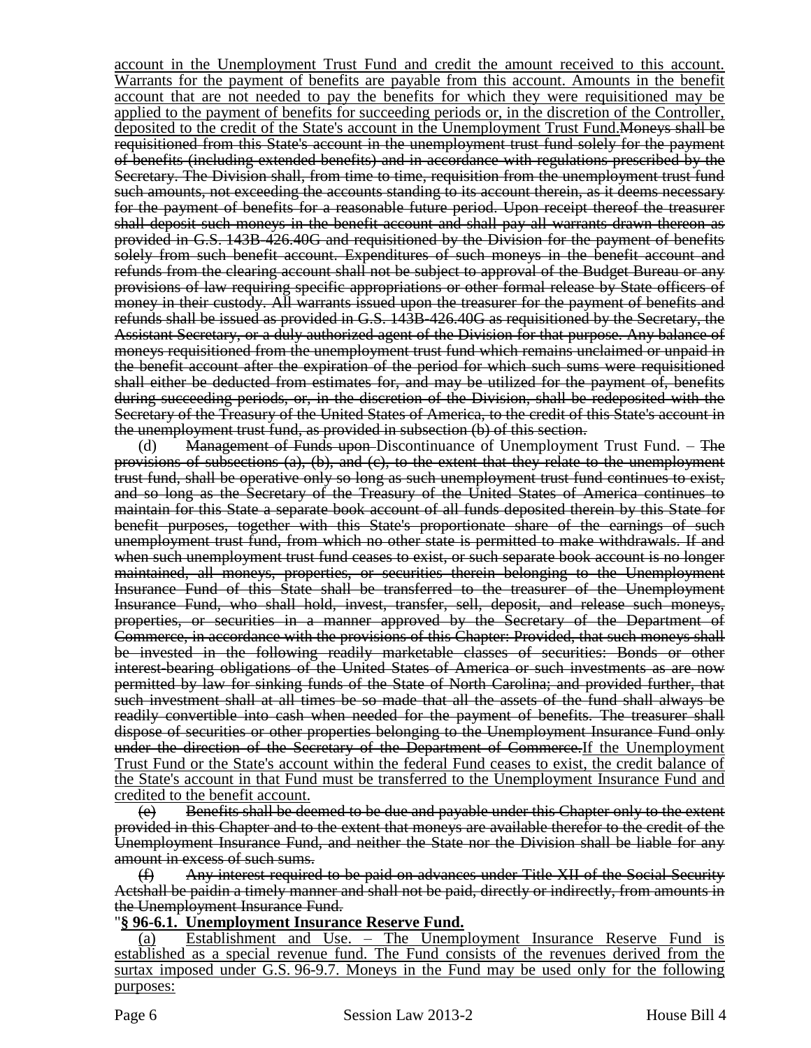account in the Unemployment Trust Fund and credit the amount received to this account. Warrants for the payment of benefits are payable from this account. Amounts in the benefit account that are not needed to pay the benefits for which they were requisitioned may be applied to the payment of benefits for succeeding periods or, in the discretion of the Controller, deposited to the credit of the State's account in the Unemployment Trust Fund.~~Moneys shall be requisitioned from this State's account in the unemployment trust fund solely for the payment of benefits (including extended benefits) and in accordance with regulations prescribed by the Secretary. The Division shall, from time to time, requisition from the unemployment trust fund such amounts, not exceeding the accounts standing to its account therein, as it deems necessary for the payment of benefits for a reasonable future period. Upon receipt thereof the treasurer shall deposit such moneys in the benefit account and shall pay all warrants drawn thereon as provided in G.S. 143B-426.40G and requisitioned by the Division for the payment of benefits solely from such benefit account. Expenditures of such moneys in the benefit account and refunds from the clearing account shall not be subject to approval of the Budget Bureau or any provisions of law requiring specific appropriations or other formal release by State officers of money in their custody. All warrants issued upon the treasurer for the payment of benefits and refunds shall be issued as provided in G.S. 143B-426.40G as requisitioned by the Secretary, the Assistant Secretary, or a duly authorized agent of the Division for that purpose. Any balance of moneys requisitioned from the unemployment trust fund which remains unclaimed or unpaid in the benefit account after the expiration of the period for which such sums were requisitioned shall either be deducted from estimates for, and may be utilized for the payment of, benefits during succeeding periods, or, in the discretion of the Division, shall be redeposited with the Secretary of the Treasury of the United States of America, to the credit of this State's account in the unemployment trust fund, as provided in subsection (b) of this section.~~

(d) ~~Management of Funds upon~~ Discontinuance of Unemployment Trust Fund. – ~~The provisions of subsections (a), (b), and (c), to the extent that they relate to the unemployment trust fund, shall be operative only so long as such unemployment trust fund continues to exist, and so long as the Secretary of the Treasury of the United States of America continues to maintain for this State a separate book account of all funds deposited therein by this State for benefit purposes, together with this State's proportionate share of the earnings of such unemployment trust fund, from which no other state is permitted to make withdrawals. If and when such unemployment trust fund ceases to exist, or such separate book account is no longer maintained, all moneys, properties, or securities therein belonging to the Unemployment Insurance Fund of this State shall be transferred to the treasurer of the Unemployment Insurance Fund, who shall hold, invest, transfer, sell, deposit, and release such moneys, properties, or securities in a manner approved by the Secretary of the Department of Commerce, in accordance with the provisions of this Chapter: Provided, that such moneys shall be invested in the following readily marketable classes of securities: Bonds or other interest-bearing obligations of the United States of America or such investments as are now permitted by law for sinking funds of the State of North Carolina; and provided further, that such investment shall at all times be so made that all the assets of the fund shall always be readily convertible into cash when needed for the payment of benefits. The treasurer shall dispose of securities or other properties belonging to the Unemployment Insurance Fund only under the direction of the Secretary of the Department of Commerce.~~If the Unemployment Trust Fund or the State's account within the federal Fund ceases to exist, the credit balance of the State's account in that Fund must be transferred to the Unemployment Insurance Fund and credited to the benefit account.

~~(e) Benefits shall be deemed to be due and payable under this Chapter only to the extent provided in this Chapter and to the extent that moneys are available therefor to the credit of the Unemployment Insurance Fund, and neither the State nor the Division shall be liable for any amount in excess of such sums.~~

~~(f) Any interest required to be paid on advances under Title XII of the Social Security Actshall be paidin a timely manner and shall not be paid, directly or indirectly, from amounts in the Unemployment Insurance Fund.~~

"**§ 96-6.1. Unemployment Insurance Reserve Fund.**

(a) Establishment and Use. – The Unemployment Insurance Reserve Fund is established as a special revenue fund. The Fund consists of the revenues derived from the surtax imposed under G.S. 96-9.7. Moneys in the Fund may be used only for the following purposes: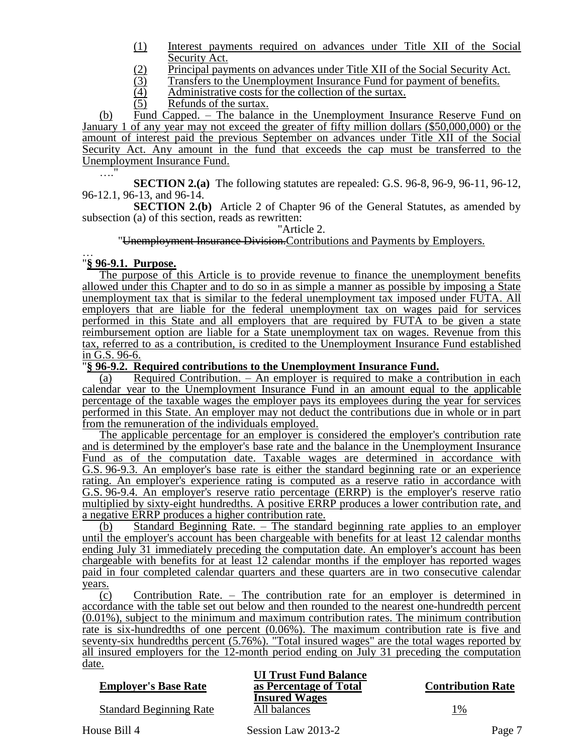(1) Interest payments required on advances under Title XII of the Social Security Act.

(2) Principal payments on advances under Title XII of the Social Security Act.

(3) Transfers to the Unemployment Insurance Fund for payment of benefits.

(4) Administrative costs for the collection of the surtax.

(5) Refunds of the surtax.

(b) Fund Capped. – The balance in the Unemployment Insurance Reserve Fund on January 1 of any year may not exceed the greater of fifty million dollars ($50,000,000) or the amount of interest paid the previous September on advances under Title XII of the Social Security Act. Any amount in the fund that exceeds the cap must be transferred to the Unemployment Insurance Fund.

…."

**SECTION 2.(a)** The following statutes are repealed: G.S. 96-8, 96-9, 96-11, 96-12, 96-12.1, 96-13, and 96-14.

**SECTION 2.(b)** Article 2 of Chapter 96 of the General Statutes, as amended by subsection (a) of this section, reads as rewritten:

"Article 2.

"~~Unemployment Insurance Division.~~Contributions and Payments by Employers.

…

"**§ 96-9.1. Purpose.**

The purpose of this Article is to provide revenue to finance the unemployment benefits allowed under this Chapter and to do so in as simple a manner as possible by imposing a State unemployment tax that is similar to the federal unemployment tax imposed under FUTA. All employers that are liable for the federal unemployment tax on wages paid for services performed in this State and all employers that are required by FUTA to be given a state reimbursement option are liable for a State unemployment tax on wages. Revenue from this tax, referred to as a contribution, is credited to the Unemployment Insurance Fund established in G.S. 96-6.

"**§ 96-9.2. Required contributions to the Unemployment Insurance Fund.**

(a) Required Contribution. – An employer is required to make a contribution in each calendar year to the Unemployment Insurance Fund in an amount equal to the applicable percentage of the taxable wages the employer pays its employees during the year for services performed in this State. An employer may not deduct the contributions due in whole or in part from the remuneration of the individuals employed.

The applicable percentage for an employer is considered the employer's contribution rate and is determined by the employer's base rate and the balance in the Unemployment Insurance Fund as of the computation date. Taxable wages are determined in accordance with G.S. 96-9.3. An employer's base rate is either the standard beginning rate or an experience rating. An employer's experience rating is computed as a reserve ratio in accordance with G.S. 96-9.4. An employer's reserve ratio percentage (ERRP) is the employer's reserve ratio multiplied by sixty-eight hundredths. A positive ERRP produces a lower contribution rate, and a negative ERRP produces a higher contribution rate.

(b) Standard Beginning Rate. – The standard beginning rate applies to an employer until the employer's account has been chargeable with benefits for at least 12 calendar months ending July 31 immediately preceding the computation date. An employer's account has been chargeable with benefits for at least 12 calendar months if the employer has reported wages paid in four completed calendar quarters and these quarters are in two consecutive calendar years.

(c) Contribution Rate. – The contribution rate for an employer is determined in accordance with the table set out below and then rounded to the nearest one-hundredth percent (0.01%), subject to the minimum and maximum contribution rates. The minimum contribution rate is six-hundredths of one percent (0.06%). The maximum contribution rate is five and seventy-six hundredths percent (5.76%). "Total insured wages" are the total wages reported by all insured employers for the 12-month period ending on July 31 preceding the computation date.

| Employer's Base Rate | UI Trust Fund Balance as Percentage of Total Insured Wages | Contribution Rate |
|---|---|---|
| Standard Beginning Rate | All balances | 1% |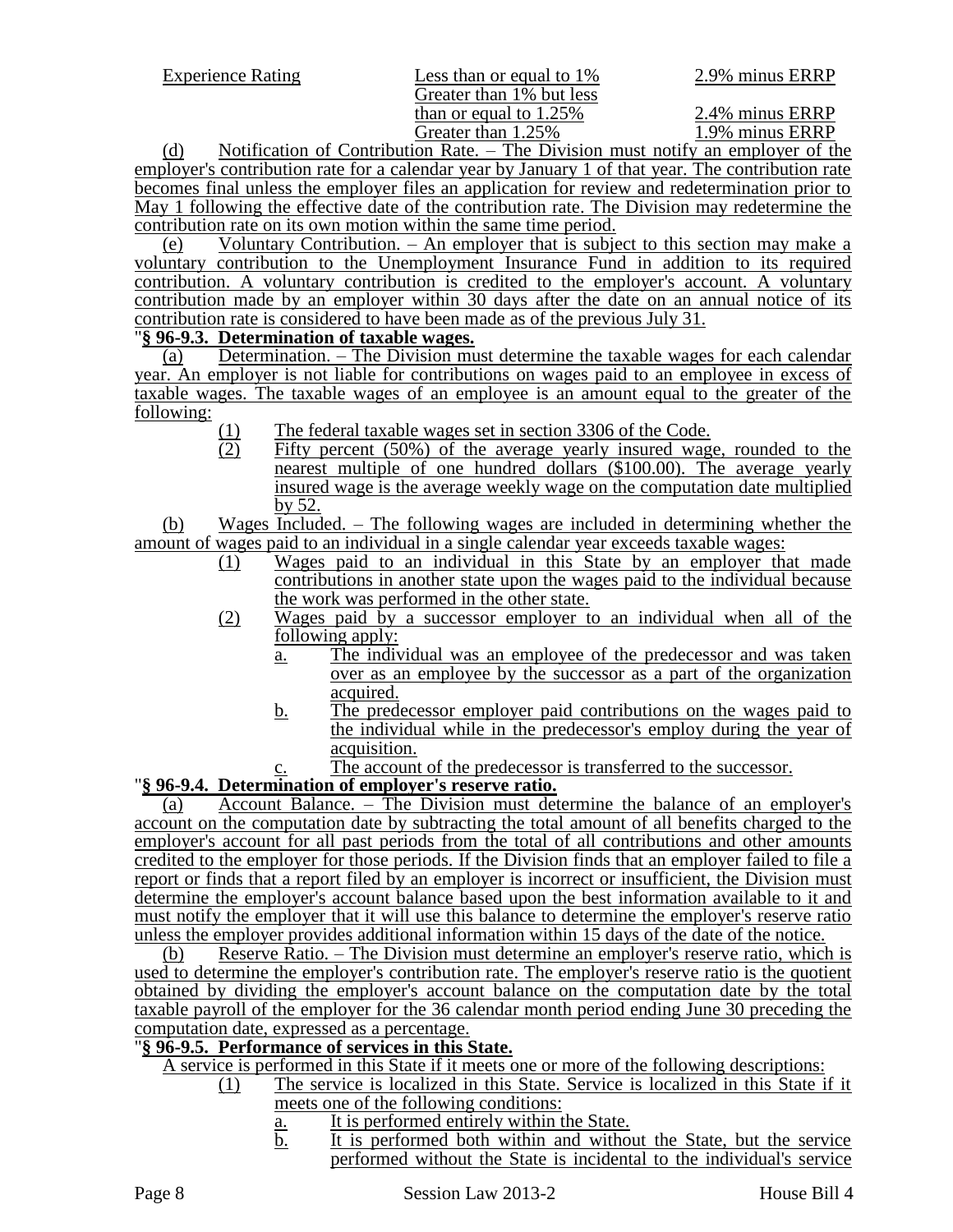| Experience Rating | Less than or equal to 1% | 2.9% minus ERRP |
|---|---|---|
| | Greater than 1% but less than or equal to 1.25% | 2.4% minus ERRP |
| | Greater than 1.25% | 1.9% minus ERRP |

(d) Notification of Contribution Rate. – The Division must notify an employer of the employer's contribution rate for a calendar year by January 1 of that year. The contribution rate becomes final unless the employer files an application for review and redetermination prior to May 1 following the effective date of the contribution rate. The Division may redetermine the contribution rate on its own motion within the same time period.

(e) Voluntary Contribution. – An employer that is subject to this section may make a voluntary contribution to the Unemployment Insurance Fund in addition to its required contribution. A voluntary contribution is credited to the employer's account. A voluntary contribution made by an employer within 30 days after the date on an annual notice of its contribution rate is considered to have been made as of the previous July 31.

"**§ 96-9.3. Determination of taxable wages.**

(a) Determination. – The Division must determine the taxable wages for each calendar year. An employer is not liable for contributions on wages paid to an employee in excess of taxable wages. The taxable wages of an employee is an amount equal to the greater of the following:

(1) The federal taxable wages set in section 3306 of the Code.

(2) Fifty percent (50%) of the average yearly insured wage, rounded to the nearest multiple of one hundred dollars ($100.00). The average yearly insured wage is the average weekly wage on the computation date multiplied by 52.

(b) Wages Included. – The following wages are included in determining whether the amount of wages paid to an individual in a single calendar year exceeds taxable wages:

(1) Wages paid to an individual in this State by an employer that made contributions in another state upon the wages paid to the individual because the work was performed in the other state.

(2) Wages paid by a successor employer to an individual when all of the following apply:

a. The individual was an employee of the predecessor and was taken over as an employee by the successor as a part of the organization acquired.

b. The predecessor employer paid contributions on the wages paid to the individual while in the predecessor's employ during the year of acquisition.

c. The account of the predecessor is transferred to the successor.

"**§ 96-9.4. Determination of employer's reserve ratio.**

(a) Account Balance. – The Division must determine the balance of an employer's account on the computation date by subtracting the total amount of all benefits charged to the employer's account for all past periods from the total of all contributions and other amounts credited to the employer for those periods. If the Division finds that an employer failed to file a report or finds that a report filed by an employer is incorrect or insufficient, the Division must determine the employer's account balance based upon the best information available to it and must notify the employer that it will use this balance to determine the employer's reserve ratio unless the employer provides additional information within 15 days of the date of the notice.

(b) Reserve Ratio. – The Division must determine an employer's reserve ratio, which is used to determine the employer's contribution rate. The employer's reserve ratio is the quotient obtained by dividing the employer's account balance on the computation date by the total taxable payroll of the employer for the 36 calendar month period ending June 30 preceding the computation date, expressed as a percentage.

"**§ 96-9.5. Performance of services in this State.**

A service is performed in this State if it meets one or more of the following descriptions:

(1) The service is localized in this State. Service is localized in this State if it meets one of the following conditions:

a. It is performed entirely within the State.

b. It is performed both within and without the State, but the service performed without the State is incidental to the individual's service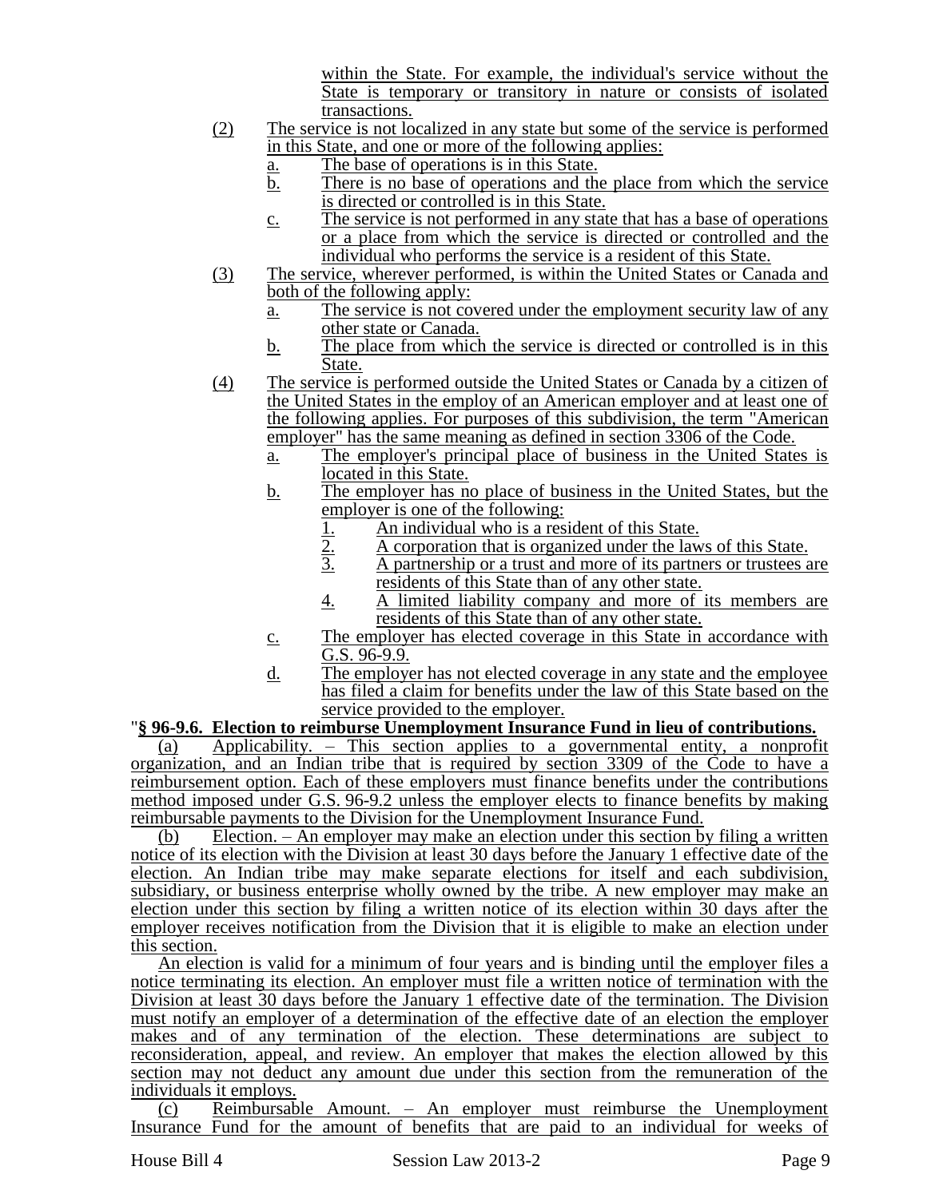within the State. For example, the individual's service without the State is temporary or transitory in nature or consists of isolated transactions.

(2) The service is not localized in any state but some of the service is performed in this State, and one or more of the following applies:

a. The base of operations is in this State.

b. There is no base of operations and the place from which the service is directed or controlled is in this State.

c. The service is not performed in any state that has a base of operations or a place from which the service is directed or controlled and the individual who performs the service is a resident of this State.

(3) The service, wherever performed, is within the United States or Canada and both of the following apply:

a. The service is not covered under the employment security law of any other state or Canada.

b. The place from which the service is directed or controlled is in this State.

(4) The service is performed outside the United States or Canada by a citizen of the United States in the employ of an American employer and at least one of the following applies. For purposes of this subdivision, the term "American employer" has the same meaning as defined in section 3306 of the Code.

a. The employer's principal place of business in the United States is located in this State.

b. The employer has no place of business in the United States, but the employer is one of the following:

1. An individual who is a resident of this State.
2. A corporation that is organized under the laws of this State.
3. A partnership or a trust and more of its partners or trustees are residents of this State than of any other state.
4. A limited liability company and more of its members are residents of this State than of any other state.

c. The employer has elected coverage in this State in accordance with G.S. 96-9.9.

d. The employer has not elected coverage in any state and the employee has filed a claim for benefits under the law of this State based on the service provided to the employer.

"**§ 96-9.6. Election to reimburse Unemployment Insurance Fund in lieu of contributions.**

(a) Applicability. – This section applies to a governmental entity, a nonprofit organization, and an Indian tribe that is required by section 3309 of the Code to have a reimbursement option. Each of these employers must finance benefits under the contributions method imposed under G.S. 96-9.2 unless the employer elects to finance benefits by making reimbursable payments to the Division for the Unemployment Insurance Fund.

(b) Election. – An employer may make an election under this section by filing a written notice of its election with the Division at least 30 days before the January 1 effective date of the election. An Indian tribe may make separate elections for itself and each subdivision, subsidiary, or business enterprise wholly owned by the tribe. A new employer may make an election under this section by filing a written notice of its election within 30 days after the employer receives notification from the Division that it is eligible to make an election under this section.

An election is valid for a minimum of four years and is binding until the employer files a notice terminating its election. An employer must file a written notice of termination with the Division at least 30 days before the January 1 effective date of the termination. The Division must notify an employer of a determination of the effective date of an election the employer makes and of any termination of the election. These determinations are subject to reconsideration, appeal, and review. An employer that makes the election allowed by this section may not deduct any amount due under this section from the remuneration of the individuals it employs.

(c) Reimbursable Amount. – An employer must reimburse the Unemployment Insurance Fund for the amount of benefits that are paid to an individual for weeks of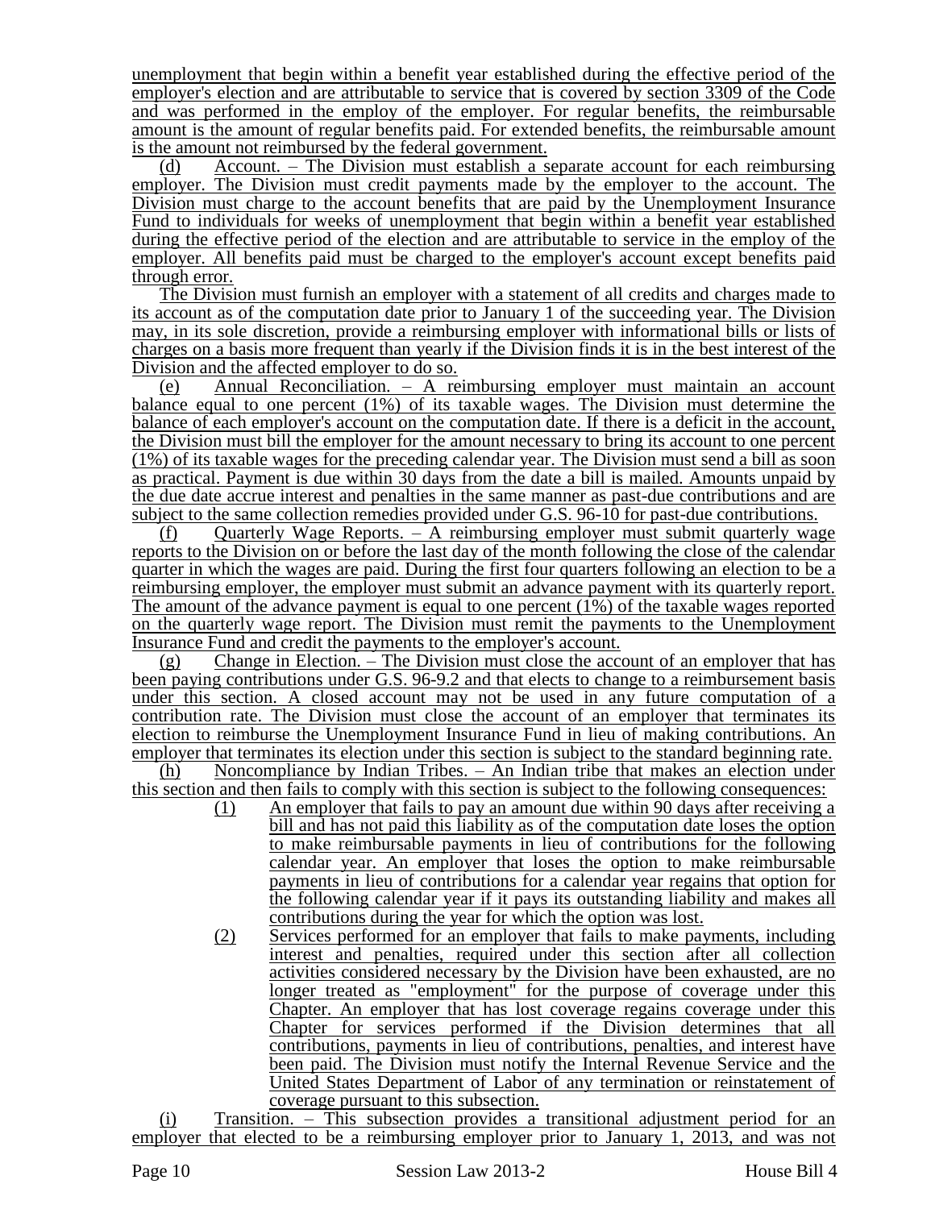unemployment that begin within a benefit year established during the effective period of the employer's election and are attributable to service that is covered by section 3309 of the Code and was performed in the employ of the employer. For regular benefits, the reimbursable amount is the amount of regular benefits paid. For extended benefits, the reimbursable amount is the amount not reimbursed by the federal government.

(d) Account. – The Division must establish a separate account for each reimbursing employer. The Division must credit payments made by the employer to the account. The Division must charge to the account benefits that are paid by the Unemployment Insurance Fund to individuals for weeks of unemployment that begin within a benefit year established during the effective period of the election and are attributable to service in the employ of the employer. All benefits paid must be charged to the employer's account except benefits paid through error.

The Division must furnish an employer with a statement of all credits and charges made to its account as of the computation date prior to January 1 of the succeeding year. The Division may, in its sole discretion, provide a reimbursing employer with informational bills or lists of charges on a basis more frequent than yearly if the Division finds it is in the best interest of the Division and the affected employer to do so.

(e) Annual Reconciliation. – A reimbursing employer must maintain an account balance equal to one percent (1%) of its taxable wages. The Division must determine the balance of each employer's account on the computation date. If there is a deficit in the account, the Division must bill the employer for the amount necessary to bring its account to one percent (1%) of its taxable wages for the preceding calendar year. The Division must send a bill as soon as practical. Payment is due within 30 days from the date a bill is mailed. Amounts unpaid by the due date accrue interest and penalties in the same manner as past-due contributions and are subject to the same collection remedies provided under G.S. 96-10 for past-due contributions.

(f) Quarterly Wage Reports. – A reimbursing employer must submit quarterly wage reports to the Division on or before the last day of the month following the close of the calendar quarter in which the wages are paid. During the first four quarters following an election to be a reimbursing employer, the employer must submit an advance payment with its quarterly report. The amount of the advance payment is equal to one percent (1%) of the taxable wages reported on the quarterly wage report. The Division must remit the payments to the Unemployment Insurance Fund and credit the payments to the employer's account.

(g) Change in Election. – The Division must close the account of an employer that has been paying contributions under G.S. 96-9.2 and that elects to change to a reimbursement basis under this section. A closed account may not be used in any future computation of a contribution rate. The Division must close the account of an employer that terminates its election to reimburse the Unemployment Insurance Fund in lieu of making contributions. An employer that terminates its election under this section is subject to the standard beginning rate.

(h) Noncompliance by Indian Tribes. – An Indian tribe that makes an election under this section and then fails to comply with this section is subject to the following consequences:

(1) An employer that fails to pay an amount due within 90 days after receiving a bill and has not paid this liability as of the computation date loses the option to make reimbursable payments in lieu of contributions for the following calendar year. An employer that loses the option to make reimbursable payments in lieu of contributions for a calendar year regains that option for the following calendar year if it pays its outstanding liability and makes all contributions during the year for which the option was lost.

(2) Services performed for an employer that fails to make payments, including interest and penalties, required under this section after all collection activities considered necessary by the Division have been exhausted, are no longer treated as "employment" for the purpose of coverage under this Chapter. An employer that has lost coverage regains coverage under this Chapter for services performed if the Division determines that all contributions, payments in lieu of contributions, penalties, and interest have been paid. The Division must notify the Internal Revenue Service and the United States Department of Labor of any termination or reinstatement of coverage pursuant to this subsection.

(i) Transition. – This subsection provides a transitional adjustment period for an employer that elected to be a reimbursing employer prior to January 1, 2013, and was not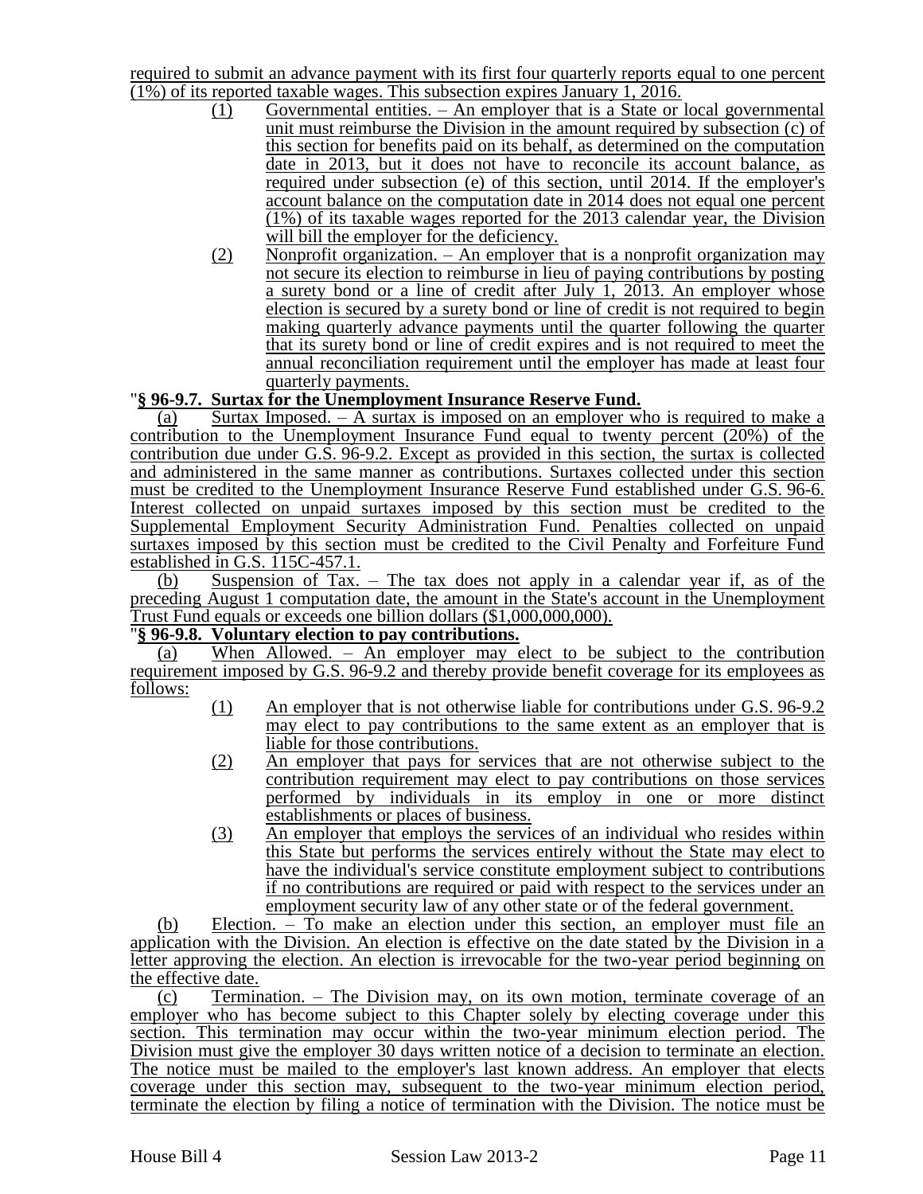required to submit an advance payment with its first four quarterly reports equal to one percent (1%) of its reported taxable wages. This subsection expires January 1, 2016.

(1) Governmental entities. – An employer that is a State or local governmental unit must reimburse the Division in the amount required by subsection (c) of this section for benefits paid on its behalf, as determined on the computation date in 2013, but it does not have to reconcile its account balance, as required under subsection (e) of this section, until 2014. If the employer's account balance on the computation date in 2014 does not equal one percent (1%) of its taxable wages reported for the 2013 calendar year, the Division will bill the employer for the deficiency.

(2) Nonprofit organization. – An employer that is a nonprofit organization may not secure its election to reimburse in lieu of paying contributions by posting a surety bond or a line of credit after July 1, 2013. An employer whose election is secured by a surety bond or line of credit is not required to begin making quarterly advance payments until the quarter following the quarter that its surety bond or line of credit expires and is not required to meet the annual reconciliation requirement until the employer has made at least four quarterly payments.

"**§ 96-9.7. Surtax for the Unemployment Insurance Reserve Fund.**

(a) Surtax Imposed. – A surtax is imposed on an employer who is required to make a contribution to the Unemployment Insurance Fund equal to twenty percent (20%) of the contribution due under G.S. 96-9.2. Except as provided in this section, the surtax is collected and administered in the same manner as contributions. Surtaxes collected under this section must be credited to the Unemployment Insurance Reserve Fund established under G.S. 96-6. Interest collected on unpaid surtaxes imposed by this section must be credited to the Supplemental Employment Security Administration Fund. Penalties collected on unpaid surtaxes imposed by this section must be credited to the Civil Penalty and Forfeiture Fund established in G.S. 115C-457.1.

(b) Suspension of Tax. – The tax does not apply in a calendar year if, as of the preceding August 1 computation date, the amount in the State's account in the Unemployment Trust Fund equals or exceeds one billion dollars ($1,000,000,000).

"**§ 96-9.8. Voluntary election to pay contributions.**

(a) When Allowed. – An employer may elect to be subject to the contribution requirement imposed by G.S. 96-9.2 and thereby provide benefit coverage for its employees as follows:

(1) An employer that is not otherwise liable for contributions under G.S. 96-9.2 may elect to pay contributions to the same extent as an employer that is liable for those contributions.

(2) An employer that pays for services that are not otherwise subject to the contribution requirement may elect to pay contributions on those services performed by individuals in its employ in one or more distinct establishments or places of business.

(3) An employer that employs the services of an individual who resides within this State but performs the services entirely without the State may elect to have the individual's service constitute employment subject to contributions if no contributions are required or paid with respect to the services under an employment security law of any other state or of the federal government.

(b) Election. – To make an election under this section, an employer must file an application with the Division. An election is effective on the date stated by the Division in a letter approving the election. An election is irrevocable for the two-year period beginning on the effective date.

(c) Termination. – The Division may, on its own motion, terminate coverage of an employer who has become subject to this Chapter solely by electing coverage under this section. This termination may occur within the two-year minimum election period. The Division must give the employer 30 days written notice of a decision to terminate an election. The notice must be mailed to the employer's last known address. An employer that elects coverage under this section may, subsequent to the two-year minimum election period, terminate the election by filing a notice of termination with the Division. The notice must be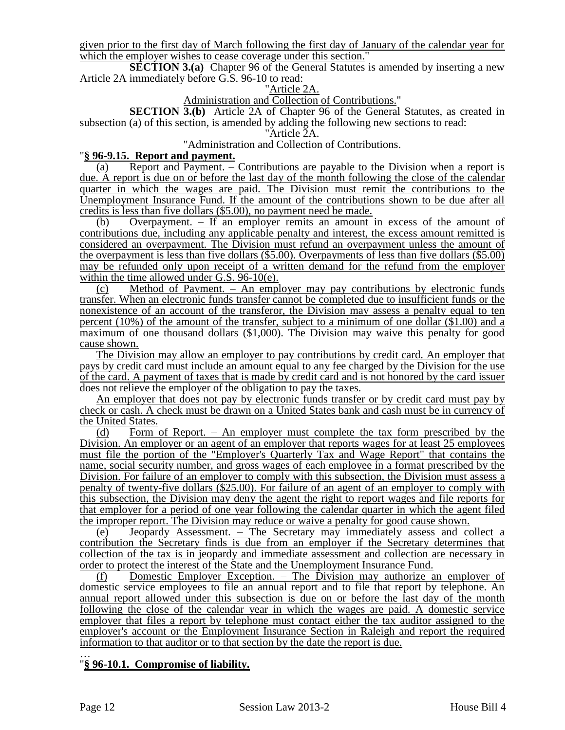given prior to the first day of March following the first day of January of the calendar year for which the employer wishes to cease coverage under this section."

**SECTION 3.(a)** Chapter 96 of the General Statutes is amended by inserting a new Article 2A immediately before G.S. 96-10 to read:

"Article 2A.

Administration and Collection of Contributions."

**SECTION 3.(b)** Article 2A of Chapter 96 of the General Statutes, as created in subsection (a) of this section, is amended by adding the following new sections to read:

"Article 2A.

"Administration and Collection of Contributions.

"**§ 96-9.15. Report and payment.**

(a) Report and Payment. – Contributions are payable to the Division when a report is due. A report is due on or before the last day of the month following the close of the calendar quarter in which the wages are paid. The Division must remit the contributions to the Unemployment Insurance Fund. If the amount of the contributions shown to be due after all credits is less than five dollars ($5.00), no payment need be made.

(b) Overpayment. – If an employer remits an amount in excess of the amount of contributions due, including any applicable penalty and interest, the excess amount remitted is considered an overpayment. The Division must refund an overpayment unless the amount of the overpayment is less than five dollars ($5.00). Overpayments of less than five dollars ($5.00) may be refunded only upon receipt of a written demand for the refund from the employer within the time allowed under G.S. 96-10(e).

(c) Method of Payment. – An employer may pay contributions by electronic funds transfer. When an electronic funds transfer cannot be completed due to insufficient funds or the nonexistence of an account of the transferor, the Division may assess a penalty equal to ten percent (10%) of the amount of the transfer, subject to a minimum of one dollar ($1.00) and a maximum of one thousand dollars ($1,000). The Division may waive this penalty for good cause shown.

The Division may allow an employer to pay contributions by credit card. An employer that pays by credit card must include an amount equal to any fee charged by the Division for the use of the card. A payment of taxes that is made by credit card and is not honored by the card issuer does not relieve the employer of the obligation to pay the taxes.

An employer that does not pay by electronic funds transfer or by credit card must pay by check or cash. A check must be drawn on a United States bank and cash must be in currency of the United States.

(d) Form of Report. – An employer must complete the tax form prescribed by the Division. An employer or an agent of an employer that reports wages for at least 25 employees must file the portion of the "Employer's Quarterly Tax and Wage Report" that contains the name, social security number, and gross wages of each employee in a format prescribed by the Division. For failure of an employer to comply with this subsection, the Division must assess a penalty of twenty-five dollars ($25.00). For failure of an agent of an employer to comply with this subsection, the Division may deny the agent the right to report wages and file reports for that employer for a period of one year following the calendar quarter in which the agent filed the improper report. The Division may reduce or waive a penalty for good cause shown.

(e) Jeopardy Assessment. – The Secretary may immediately assess and collect a contribution the Secretary finds is due from an employer if the Secretary determines that collection of the tax is in jeopardy and immediate assessment and collection are necessary in order to protect the interest of the State and the Unemployment Insurance Fund.

(f) Domestic Employer Exception. – The Division may authorize an employer of domestic service employees to file an annual report and to file that report by telephone. An annual report allowed under this subsection is due on or before the last day of the month following the close of the calendar year in which the wages are paid. A domestic service employer that files a report by telephone must contact either the tax auditor assigned to the employer's account or the Employment Insurance Section in Raleigh and report the required information to that auditor or to that section by the date the report is due.

…

"**§ 96-10.1. Compromise of liability.**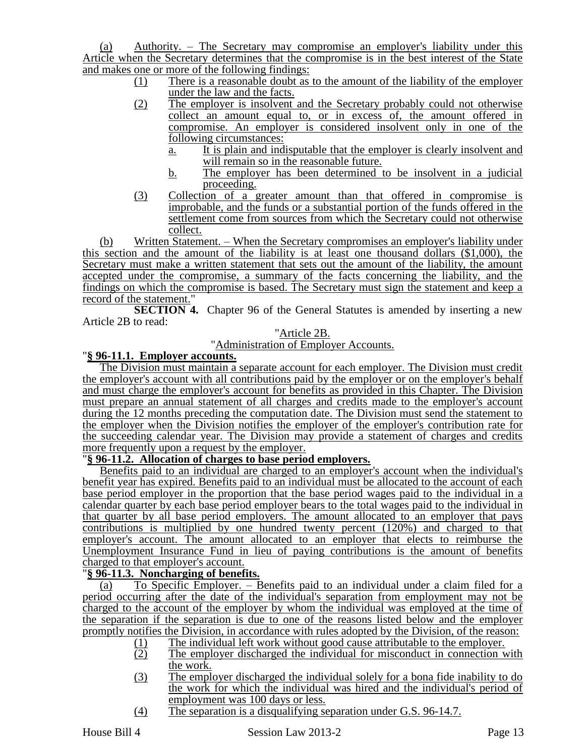(a) Authority. – The Secretary may compromise an employer's liability under this Article when the Secretary determines that the compromise is in the best interest of the State and makes one or more of the following findings:

(1) There is a reasonable doubt as to the amount of the liability of the employer under the law and the facts.

(2) The employer is insolvent and the Secretary probably could not otherwise collect an amount equal to, or in excess of, the amount offered in compromise. An employer is considered insolvent only in one of the following circumstances:

a. It is plain and indisputable that the employer is clearly insolvent and will remain so in the reasonable future.

b. The employer has been determined to be insolvent in a judicial proceeding.

(3) Collection of a greater amount than that offered in compromise is improbable, and the funds or a substantial portion of the funds offered in the settlement come from sources from which the Secretary could not otherwise collect.

(b) Written Statement. – When the Secretary compromises an employer's liability under this section and the amount of the liability is at least one thousand dollars ($1,000), the Secretary must make a written statement that sets out the amount of the liability, the amount accepted under the compromise, a summary of the facts concerning the liability, and the findings on which the compromise is based. The Secretary must sign the statement and keep a record of the statement."

**SECTION 4.** Chapter 96 of the General Statutes is amended by inserting a new Article 2B to read:

"Article 2B.

"Administration of Employer Accounts.

"**§ 96-11.1. Employer accounts.**

The Division must maintain a separate account for each employer. The Division must credit the employer's account with all contributions paid by the employer or on the employer's behalf and must charge the employer's account for benefits as provided in this Chapter. The Division must prepare an annual statement of all charges and credits made to the employer's account during the 12 months preceding the computation date. The Division must send the statement to the employer when the Division notifies the employer of the employer's contribution rate for the succeeding calendar year. The Division may provide a statement of charges and credits more frequently upon a request by the employer.

"**§ 96-11.2. Allocation of charges to base period employers.**

Benefits paid to an individual are charged to an employer's account when the individual's benefit year has expired. Benefits paid to an individual must be allocated to the account of each base period employer in the proportion that the base period wages paid to the individual in a calendar quarter by each base period employer bears to the total wages paid to the individual in that quarter by all base period employers. The amount allocated to an employer that pays contributions is multiplied by one hundred twenty percent (120%) and charged to that employer's account. The amount allocated to an employer that elects to reimburse the Unemployment Insurance Fund in lieu of paying contributions is the amount of benefits charged to that employer's account.

"**§ 96-11.3. Noncharging of benefits.**

(a) To Specific Employer. – Benefits paid to an individual under a claim filed for a period occurring after the date of the individual's separation from employment may not be charged to the account of the employer by whom the individual was employed at the time of the separation if the separation is due to one of the reasons listed below and the employer promptly notifies the Division, in accordance with rules adopted by the Division, of the reason:

(1) The individual left work without good cause attributable to the employer.

(2) The employer discharged the individual for misconduct in connection with the work.

(3) The employer discharged the individual solely for a bona fide inability to do the work for which the individual was hired and the individual's period of employment was 100 days or less.

(4) The separation is a disqualifying separation under G.S. 96-14.7.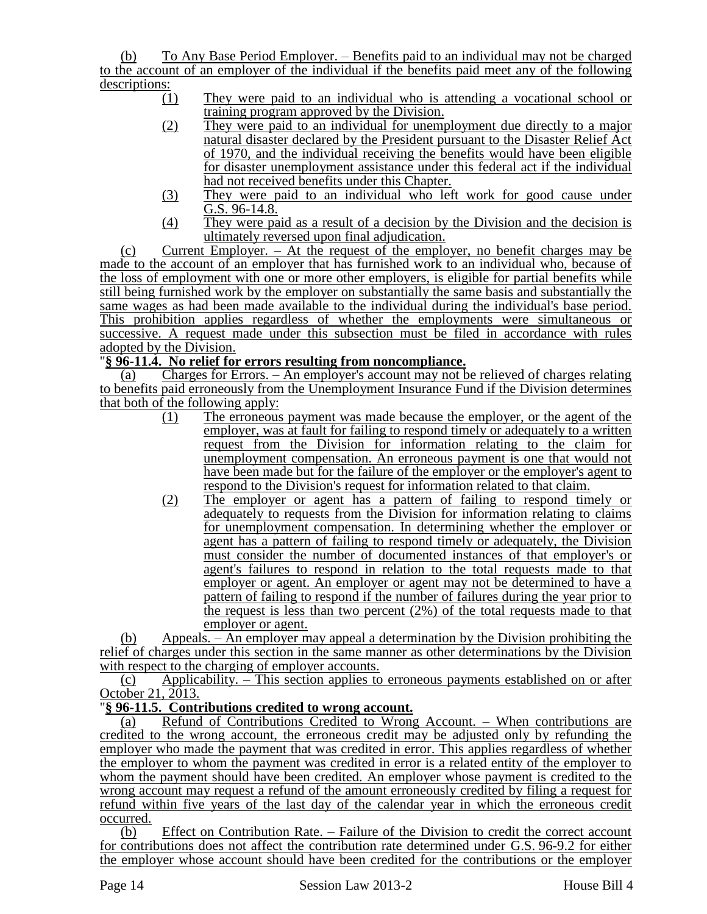(b) To Any Base Period Employer. – Benefits paid to an individual may not be charged to the account of an employer of the individual if the benefits paid meet any of the following descriptions:

(1) They were paid to an individual who is attending a vocational school or training program approved by the Division.

(2) They were paid to an individual for unemployment due directly to a major natural disaster declared by the President pursuant to the Disaster Relief Act of 1970, and the individual receiving the benefits would have been eligible for disaster unemployment assistance under this federal act if the individual had not received benefits under this Chapter.

(3) They were paid to an individual who left work for good cause under G.S. 96-14.8.

(4) They were paid as a result of a decision by the Division and the decision is ultimately reversed upon final adjudication.

(c) Current Employer. – At the request of the employer, no benefit charges may be made to the account of an employer that has furnished work to an individual who, because of the loss of employment with one or more other employers, is eligible for partial benefits while still being furnished work by the employer on substantially the same basis and substantially the same wages as had been made available to the individual during the individual's base period. This prohibition applies regardless of whether the employments were simultaneous or successive. A request made under this subsection must be filed in accordance with rules adopted by the Division.

"**§ 96-11.4. No relief for errors resulting from noncompliance.**

(a) Charges for Errors. – An employer's account may not be relieved of charges relating to benefits paid erroneously from the Unemployment Insurance Fund if the Division determines that both of the following apply:

(1) The erroneous payment was made because the employer, or the agent of the employer, was at fault for failing to respond timely or adequately to a written request from the Division for information relating to the claim for unemployment compensation. An erroneous payment is one that would not have been made but for the failure of the employer or the employer's agent to respond to the Division's request for information related to that claim.

(2) The employer or agent has a pattern of failing to respond timely or adequately to requests from the Division for information relating to claims for unemployment compensation. In determining whether the employer or agent has a pattern of failing to respond timely or adequately, the Division must consider the number of documented instances of that employer's or agent's failures to respond in relation to the total requests made to that employer or agent. An employer or agent may not be determined to have a pattern of failing to respond if the number of failures during the year prior to the request is less than two percent (2%) of the total requests made to that employer or agent.

(b) Appeals. – An employer may appeal a determination by the Division prohibiting the relief of charges under this section in the same manner as other determinations by the Division with respect to the charging of employer accounts.

(c) Applicability. – This section applies to erroneous payments established on or after October 21, 2013.

"**§ 96-11.5. Contributions credited to wrong account.**

(a) Refund of Contributions Credited to Wrong Account. – When contributions are credited to the wrong account, the erroneous credit may be adjusted only by refunding the employer who made the payment that was credited in error. This applies regardless of whether the employer to whom the payment was credited in error is a related entity of the employer to whom the payment should have been credited. An employer whose payment is credited to the wrong account may request a refund of the amount erroneously credited by filing a request for refund within five years of the last day of the calendar year in which the erroneous credit occurred.

(b) Effect on Contribution Rate. – Failure of the Division to credit the correct account for contributions does not affect the contribution rate determined under G.S. 96-9.2 for either the employer whose account should have been credited for the contributions or the employer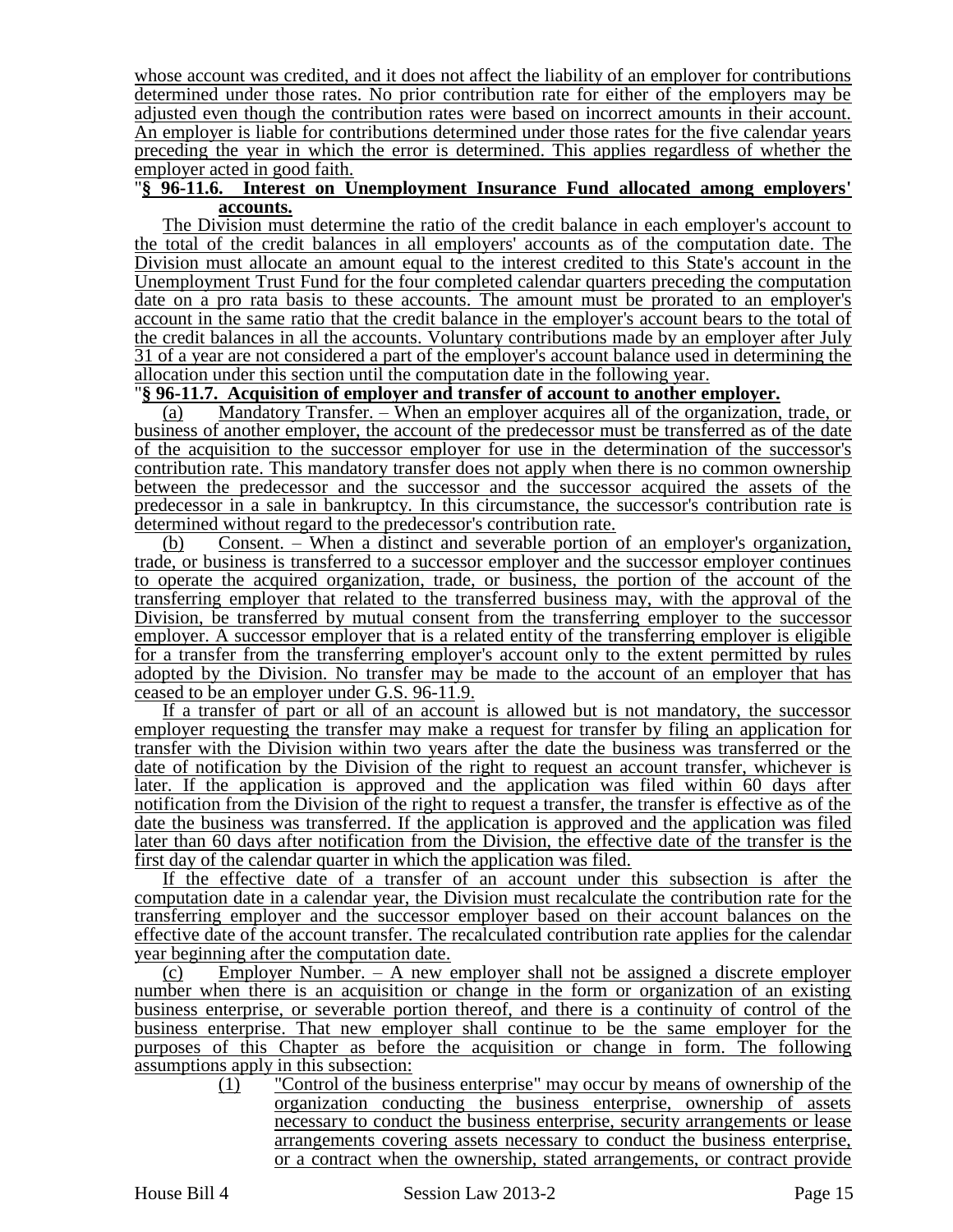whose account was credited, and it does not affect the liability of an employer for contributions determined under those rates. No prior contribution rate for either of the employers may be adjusted even though the contribution rates were based on incorrect amounts in their account. An employer is liable for contributions determined under those rates for the five calendar years preceding the year in which the error is determined. This applies regardless of whether the employer acted in good faith.

"**§ 96-11.6. Interest on Unemployment Insurance Fund allocated among employers' accounts.**

The Division must determine the ratio of the credit balance in each employer's account to the total of the credit balances in all employers' accounts as of the computation date. The Division must allocate an amount equal to the interest credited to this State's account in the Unemployment Trust Fund for the four completed calendar quarters preceding the computation date on a pro rata basis to these accounts. The amount must be prorated to an employer's account in the same ratio that the credit balance in the employer's account bears to the total of the credit balances in all the accounts. Voluntary contributions made by an employer after July 31 of a year are not considered a part of the employer's account balance used in determining the allocation under this section until the computation date in the following year.

"**§ 96-11.7. Acquisition of employer and transfer of account to another employer.**

(a) Mandatory Transfer. – When an employer acquires all of the organization, trade, or business of another employer, the account of the predecessor must be transferred as of the date of the acquisition to the successor employer for use in the determination of the successor's contribution rate. This mandatory transfer does not apply when there is no common ownership between the predecessor and the successor and the successor acquired the assets of the predecessor in a sale in bankruptcy. In this circumstance, the successor's contribution rate is determined without regard to the predecessor's contribution rate.

(b) Consent. – When a distinct and severable portion of an employer's organization, trade, or business is transferred to a successor employer and the successor employer continues to operate the acquired organization, trade, or business, the portion of the account of the transferring employer that related to the transferred business may, with the approval of the Division, be transferred by mutual consent from the transferring employer to the successor employer. A successor employer that is a related entity of the transferring employer is eligible for a transfer from the transferring employer's account only to the extent permitted by rules adopted by the Division. No transfer may be made to the account of an employer that has ceased to be an employer under G.S. 96-11.9.

If a transfer of part or all of an account is allowed but is not mandatory, the successor employer requesting the transfer may make a request for transfer by filing an application for transfer with the Division within two years after the date the business was transferred or the date of notification by the Division of the right to request an account transfer, whichever is later. If the application is approved and the application was filed within 60 days after notification from the Division of the right to request a transfer, the transfer is effective as of the date the business was transferred. If the application is approved and the application was filed later than 60 days after notification from the Division, the effective date of the transfer is the first day of the calendar quarter in which the application was filed.

If the effective date of a transfer of an account under this subsection is after the computation date in a calendar year, the Division must recalculate the contribution rate for the transferring employer and the successor employer based on their account balances on the effective date of the account transfer. The recalculated contribution rate applies for the calendar year beginning after the computation date.

(c) Employer Number. – A new employer shall not be assigned a discrete employer number when there is an acquisition or change in the form or organization of an existing business enterprise, or severable portion thereof, and there is a continuity of control of the business enterprise. That new employer shall continue to be the same employer for the purposes of this Chapter as before the acquisition or change in form. The following assumptions apply in this subsection:

(1) "Control of the business enterprise" may occur by means of ownership of the organization conducting the business enterprise, ownership of assets necessary to conduct the business enterprise, security arrangements or lease arrangements covering assets necessary to conduct the business enterprise, or a contract when the ownership, stated arrangements, or contract provide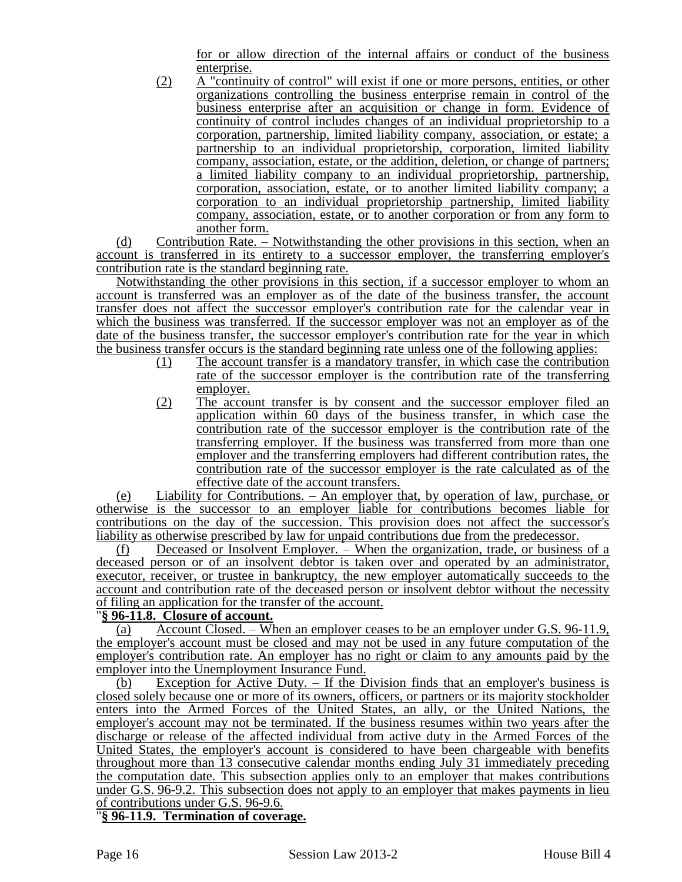for or allow direction of the internal affairs or conduct of the business enterprise.

(2) A "continuity of control" will exist if one or more persons, entities, or other organizations controlling the business enterprise remain in control of the business enterprise after an acquisition or change in form. Evidence of continuity of control includes changes of an individual proprietorship to a corporation, partnership, limited liability company, association, or estate; a partnership to an individual proprietorship, corporation, limited liability company, association, estate, or the addition, deletion, or change of partners; a limited liability company to an individual proprietorship, partnership, corporation, association, estate, or to another limited liability company; a corporation to an individual proprietorship partnership, limited liability company, association, estate, or to another corporation or from any form to another form.

(d) Contribution Rate. – Notwithstanding the other provisions in this section, when an account is transferred in its entirety to a successor employer, the transferring employer's contribution rate is the standard beginning rate.

Notwithstanding the other provisions in this section, if a successor employer to whom an account is transferred was an employer as of the date of the business transfer, the account transfer does not affect the successor employer's contribution rate for the calendar year in which the business was transferred. If the successor employer was not an employer as of the date of the business transfer, the successor employer's contribution rate for the year in which the business transfer occurs is the standard beginning rate unless one of the following applies:

(1) The account transfer is a mandatory transfer, in which case the contribution rate of the successor employer is the contribution rate of the transferring employer.

(2) The account transfer is by consent and the successor employer filed an application within 60 days of the business transfer, in which case the contribution rate of the successor employer is the contribution rate of the transferring employer. If the business was transferred from more than one employer and the transferring employers had different contribution rates, the contribution rate of the successor employer is the rate calculated as of the effective date of the account transfers.

(e) Liability for Contributions. – An employer that, by operation of law, purchase, or otherwise is the successor to an employer liable for contributions becomes liable for contributions on the day of the succession. This provision does not affect the successor's liability as otherwise prescribed by law for unpaid contributions due from the predecessor.

(f) Deceased or Insolvent Employer. – When the organization, trade, or business of a deceased person or of an insolvent debtor is taken over and operated by an administrator, executor, receiver, or trustee in bankruptcy, the new employer automatically succeeds to the account and contribution rate of the deceased person or insolvent debtor without the necessity of filing an application for the transfer of the account.

"**§ 96-11.8. Closure of account.**

(a) Account Closed. – When an employer ceases to be an employer under G.S. 96-11.9, the employer's account must be closed and may not be used in any future computation of the employer's contribution rate. An employer has no right or claim to any amounts paid by the employer into the Unemployment Insurance Fund.

(b) Exception for Active Duty. – If the Division finds that an employer's business is closed solely because one or more of its owners, officers, or partners or its majority stockholder enters into the Armed Forces of the United States, an ally, or the United Nations, the employer's account may not be terminated. If the business resumes within two years after the discharge or release of the affected individual from active duty in the Armed Forces of the United States, the employer's account is considered to have been chargeable with benefits throughout more than 13 consecutive calendar months ending July 31 immediately preceding the computation date. This subsection applies only to an employer that makes contributions under G.S. 96-9.2. This subsection does not apply to an employer that makes payments in lieu of contributions under G.S. 96-9.6.

"**§ 96-11.9. Termination of coverage.**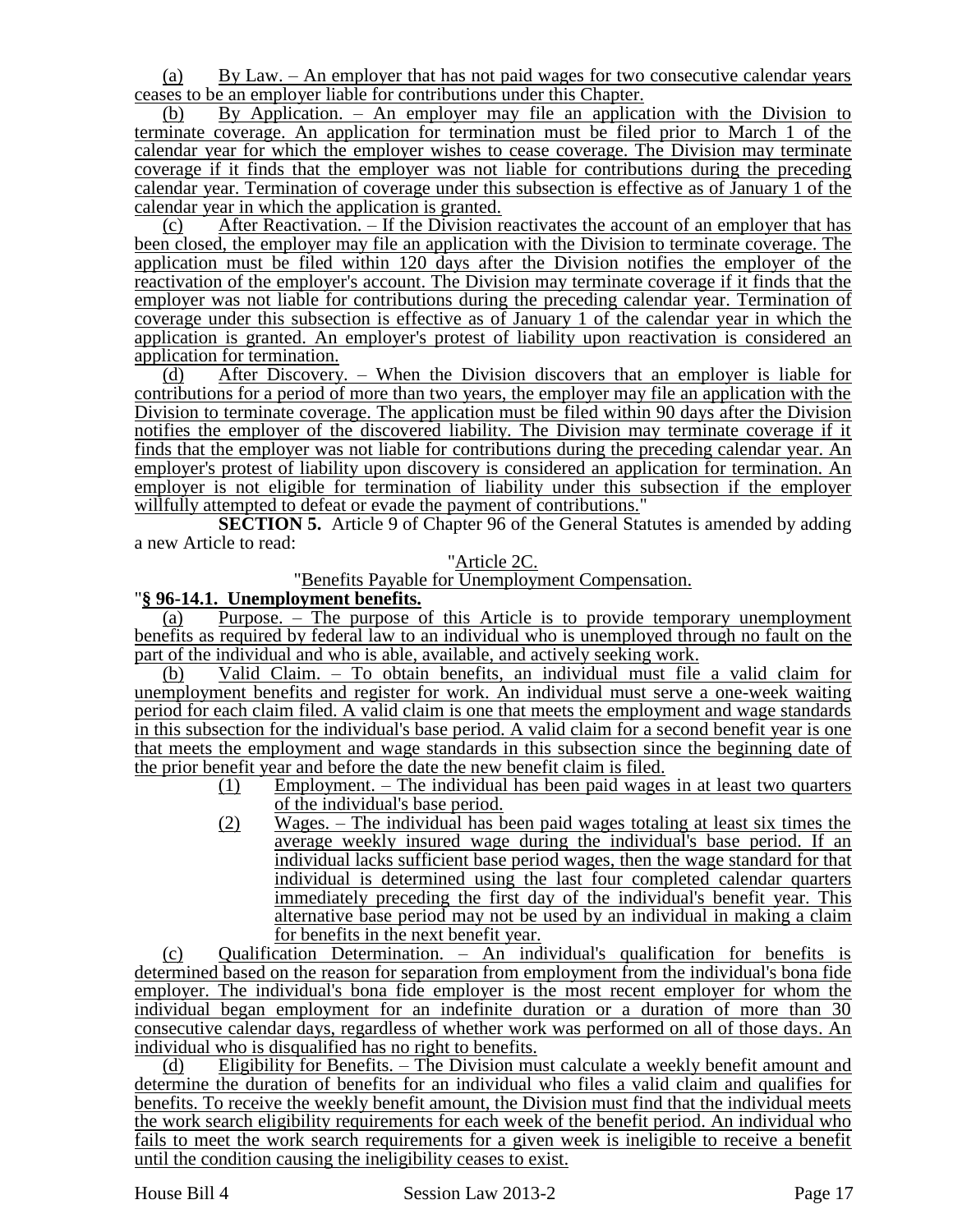(a) By Law. – An employer that has not paid wages for two consecutive calendar years ceases to be an employer liable for contributions under this Chapter.

(b) By Application. – An employer may file an application with the Division to terminate coverage. An application for termination must be filed prior to March 1 of the calendar year for which the employer wishes to cease coverage. The Division may terminate coverage if it finds that the employer was not liable for contributions during the preceding calendar year. Termination of coverage under this subsection is effective as of January 1 of the calendar year in which the application is granted.

(c) After Reactivation. – If the Division reactivates the account of an employer that has been closed, the employer may file an application with the Division to terminate coverage. The application must be filed within 120 days after the Division notifies the employer of the reactivation of the employer's account. The Division may terminate coverage if it finds that the employer was not liable for contributions during the preceding calendar year. Termination of coverage under this subsection is effective as of January 1 of the calendar year in which the application is granted. An employer's protest of liability upon reactivation is considered an application for termination.

(d) After Discovery. – When the Division discovers that an employer is liable for contributions for a period of more than two years, the employer may file an application with the Division to terminate coverage. The application must be filed within 90 days after the Division notifies the employer of the discovered liability. The Division may terminate coverage if it finds that the employer was not liable for contributions during the preceding calendar year. An employer's protest of liability upon discovery is considered an application for termination. An employer is not eligible for termination of liability under this subsection if the employer willfully attempted to defeat or evade the payment of contributions."

**SECTION 5.** Article 9 of Chapter 96 of the General Statutes is amended by adding a new Article to read:

"Article 2C.

"Benefits Payable for Unemployment Compensation.

"**§ 96-14.1. Unemployment benefits.**

(a) Purpose. – The purpose of this Article is to provide temporary unemployment benefits as required by federal law to an individual who is unemployed through no fault on the part of the individual and who is able, available, and actively seeking work.

(b) Valid Claim. – To obtain benefits, an individual must file a valid claim for unemployment benefits and register for work. An individual must serve a one-week waiting period for each claim filed. A valid claim is one that meets the employment and wage standards in this subsection for the individual's base period. A valid claim for a second benefit year is one that meets the employment and wage standards in this subsection since the beginning date of the prior benefit year and before the date the new benefit claim is filed.

(1) Employment. – The individual has been paid wages in at least two quarters of the individual's base period.

(2) Wages. – The individual has been paid wages totaling at least six times the average weekly insured wage during the individual's base period. If an individual lacks sufficient base period wages, then the wage standard for that individual is determined using the last four completed calendar quarters immediately preceding the first day of the individual's benefit year. This alternative base period may not be used by an individual in making a claim for benefits in the next benefit year.

(c) Qualification Determination. – An individual's qualification for benefits is determined based on the reason for separation from employment from the individual's bona fide employer. The individual's bona fide employer is the most recent employer for whom the individual began employment for an indefinite duration or a duration of more than 30 consecutive calendar days, regardless of whether work was performed on all of those days. An individual who is disqualified has no right to benefits.

(d) Eligibility for Benefits. – The Division must calculate a weekly benefit amount and determine the duration of benefits for an individual who files a valid claim and qualifies for benefits. To receive the weekly benefit amount, the Division must find that the individual meets the work search eligibility requirements for each week of the benefit period. An individual who fails to meet the work search requirements for a given week is ineligible to receive a benefit until the condition causing the ineligibility ceases to exist.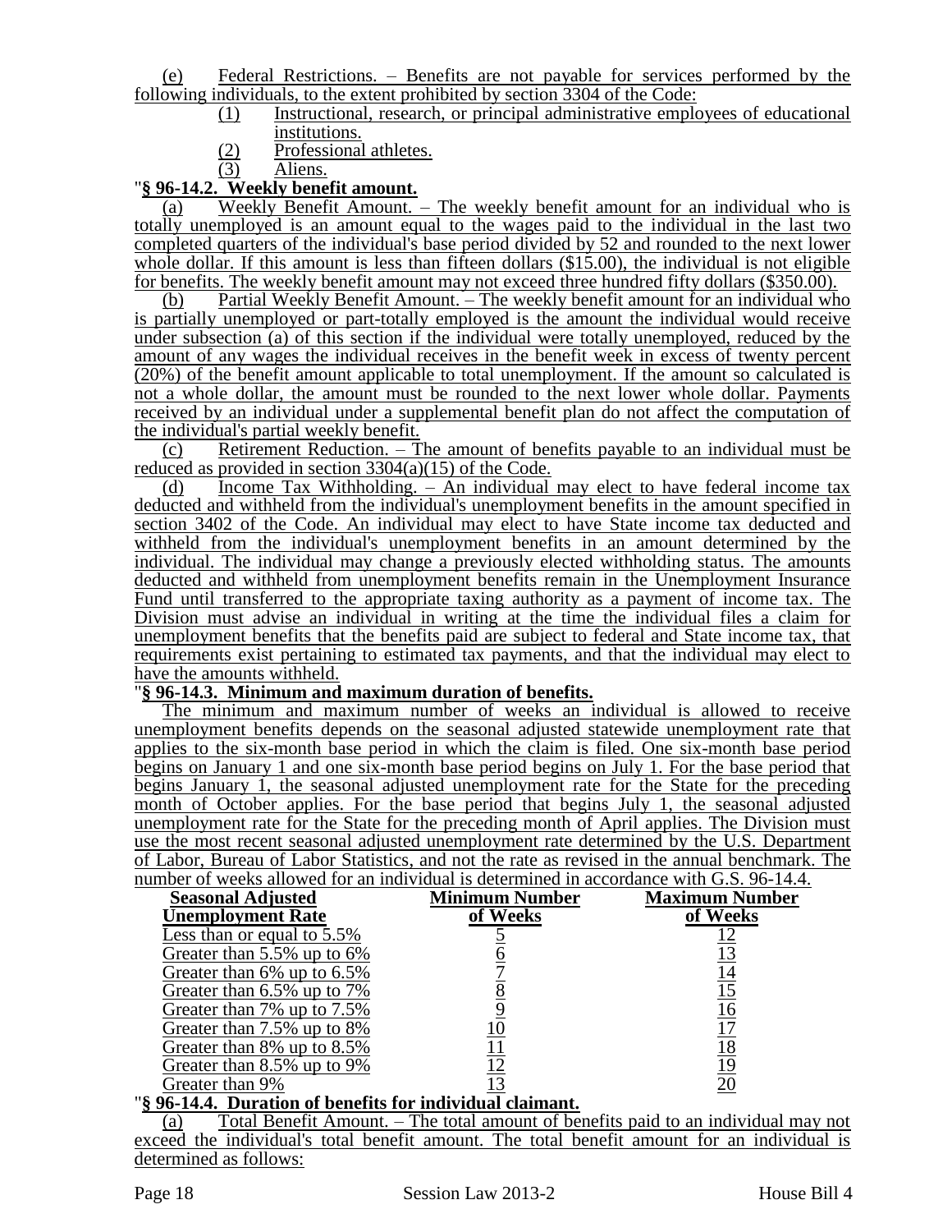(e) Federal Restrictions. – Benefits are not payable for services performed by the following individuals, to the extent prohibited by section 3304 of the Code:

(1) Instructional, research, or principal administrative employees of educational institutions.

(2) Professional athletes.

(3) Aliens.

"**§ 96-14.2. Weekly benefit amount.**

(a) Weekly Benefit Amount. – The weekly benefit amount for an individual who is totally unemployed is an amount equal to the wages paid to the individual in the last two completed quarters of the individual's base period divided by 52 and rounded to the next lower whole dollar. If this amount is less than fifteen dollars ($15.00), the individual is not eligible for benefits. The weekly benefit amount may not exceed three hundred fifty dollars ($350.00).

(b) Partial Weekly Benefit Amount. – The weekly benefit amount for an individual who is partially unemployed or part-totally employed is the amount the individual would receive under subsection (a) of this section if the individual were totally unemployed, reduced by the amount of any wages the individual receives in the benefit week in excess of twenty percent (20%) of the benefit amount applicable to total unemployment. If the amount so calculated is not a whole dollar, the amount must be rounded to the next lower whole dollar. Payments received by an individual under a supplemental benefit plan do not affect the computation of the individual's partial weekly benefit.

(c) Retirement Reduction. – The amount of benefits payable to an individual must be reduced as provided in section 3304(a)(15) of the Code.

(d) Income Tax Withholding. – An individual may elect to have federal income tax deducted and withheld from the individual's unemployment benefits in the amount specified in section 3402 of the Code. An individual may elect to have State income tax deducted and withheld from the individual's unemployment benefits in an amount determined by the individual. The individual may change a previously elected withholding status. The amounts deducted and withheld from unemployment benefits remain in the Unemployment Insurance Fund until transferred to the appropriate taxing authority as a payment of income tax. The Division must advise an individual in writing at the time the individual files a claim for unemployment benefits that the benefits paid are subject to federal and State income tax, that requirements exist pertaining to estimated tax payments, and that the individual may elect to have the amounts withheld.

"**§ 96-14.3. Minimum and maximum duration of benefits.**

The minimum and maximum number of weeks an individual is allowed to receive unemployment benefits depends on the seasonal adjusted statewide unemployment rate that applies to the six-month base period in which the claim is filed. One six-month base period begins on January 1 and one six-month base period begins on July 1. For the base period that begins January 1, the seasonal adjusted unemployment rate for the State for the preceding month of October applies. For the base period that begins July 1, the seasonal adjusted unemployment rate for the State for the preceding month of April applies. The Division must use the most recent seasonal adjusted unemployment rate determined by the U.S. Department of Labor, Bureau of Labor Statistics, and not the rate as revised in the annual benchmark. The number of weeks allowed for an individual is determined in accordance with G.S. 96-14.4.

| Seasonal Adjusted Unemployment Rate | Minimum Number of Weeks | Maximum Number of Weeks |
|---|---|---|
| Less than or equal to 5.5% | 5 | 12 |
| Greater than 5.5% up to 6% | 6 | 13 |
| Greater than 6% up to 6.5% | 7 | 14 |
| Greater than 6.5% up to 7% | 8 | 15 |
| Greater than 7% up to 7.5% | 9 | 16 |
| Greater than 7.5% up to 8% | 10 | 17 |
| Greater than 8% up to 8.5% | 11 | 18 |
| Greater than 8.5% up to 9% | 12 | 19 |
| Greater than 9% | 13 | 20 |

"**§ 96-14.4. Duration of benefits for individual claimant.**

(a) Total Benefit Amount. – The total amount of benefits paid to an individual may not exceed the individual's total benefit amount. The total benefit amount for an individual is determined as follows: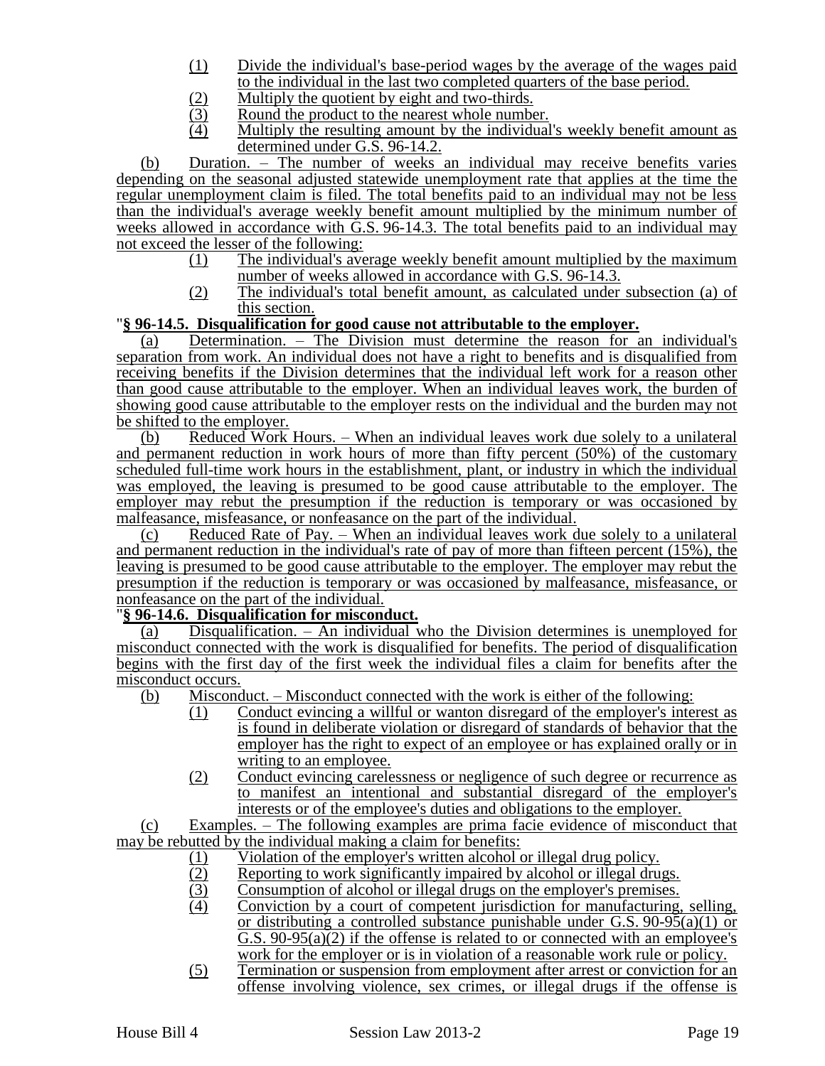(1) Divide the individual's base-period wages by the average of the wages paid to the individual in the last two completed quarters of the base period.

(2) Multiply the quotient by eight and two-thirds.

(3) Round the product to the nearest whole number.

(4) Multiply the resulting amount by the individual's weekly benefit amount as determined under G.S. 96-14.2.

(b) Duration. – The number of weeks an individual may receive benefits varies depending on the seasonal adjusted statewide unemployment rate that applies at the time the regular unemployment claim is filed. The total benefits paid to an individual may not be less than the individual's average weekly benefit amount multiplied by the minimum number of weeks allowed in accordance with G.S. 96-14.3. The total benefits paid to an individual may not exceed the lesser of the following:

(1) The individual's average weekly benefit amount multiplied by the maximum number of weeks allowed in accordance with G.S. 96-14.3.

(2) The individual's total benefit amount, as calculated under subsection (a) of this section.

"**§ 96-14.5. Disqualification for good cause not attributable to the employer.**

(a) Determination. – The Division must determine the reason for an individual's separation from work. An individual does not have a right to benefits and is disqualified from receiving benefits if the Division determines that the individual left work for a reason other than good cause attributable to the employer. When an individual leaves work, the burden of showing good cause attributable to the employer rests on the individual and the burden may not be shifted to the employer.

(b) Reduced Work Hours. – When an individual leaves work due solely to a unilateral and permanent reduction in work hours of more than fifty percent (50%) of the customary scheduled full-time work hours in the establishment, plant, or industry in which the individual was employed, the leaving is presumed to be good cause attributable to the employer. The employer may rebut the presumption if the reduction is temporary or was occasioned by malfeasance, misfeasance, or nonfeasance on the part of the individual.

(c) Reduced Rate of Pay. – When an individual leaves work due solely to a unilateral and permanent reduction in the individual's rate of pay of more than fifteen percent (15%), the leaving is presumed to be good cause attributable to the employer. The employer may rebut the presumption if the reduction is temporary or was occasioned by malfeasance, misfeasance, or nonfeasance on the part of the individual.

"**§ 96-14.6. Disqualification for misconduct.**

(a) Disqualification. – An individual who the Division determines is unemployed for misconduct connected with the work is disqualified for benefits. The period of disqualification begins with the first day of the first week the individual files a claim for benefits after the misconduct occurs.

(b) Misconduct. – Misconduct connected with the work is either of the following:

(1) Conduct evincing a willful or wanton disregard of the employer's interest as is found in deliberate violation or disregard of standards of behavior that the employer has the right to expect of an employee or has explained orally or in writing to an employee.

(2) Conduct evincing carelessness or negligence of such degree or recurrence as to manifest an intentional and substantial disregard of the employer's interests or of the employee's duties and obligations to the employer.

(c) Examples. – The following examples are prima facie evidence of misconduct that may be rebutted by the individual making a claim for benefits:

(1) Violation of the employer's written alcohol or illegal drug policy.

(2) Reporting to work significantly impaired by alcohol or illegal drugs.

(3) Consumption of alcohol or illegal drugs on the employer's premises.

(4) Conviction by a court of competent jurisdiction for manufacturing, selling, or distributing a controlled substance punishable under G.S. 90-95(a)(1) or G.S. 90-95(a)(2) if the offense is related to or connected with an employee's work for the employer or is in violation of a reasonable work rule or policy.

(5) Termination or suspension from employment after arrest or conviction for an offense involving violence, sex crimes, or illegal drugs if the offense is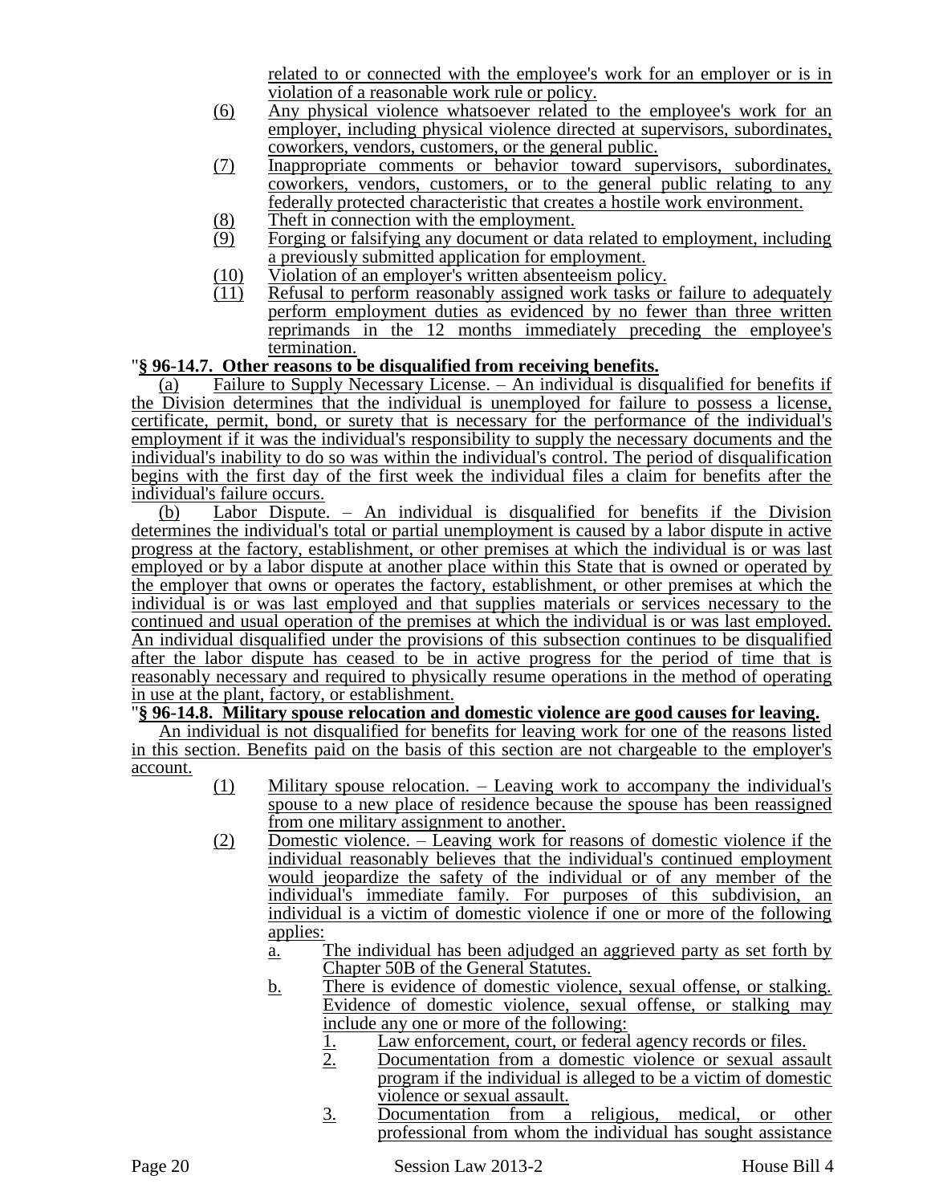related to or connected with the employee's work for an employer or is in violation of a reasonable work rule or policy.

(6) Any physical violence whatsoever related to the employee's work for an employer, including physical violence directed at supervisors, subordinates, coworkers, vendors, customers, or the general public.

(7) Inappropriate comments or behavior toward supervisors, subordinates, coworkers, vendors, customers, or to the general public relating to any federally protected characteristic that creates a hostile work environment.

(8) Theft in connection with the employment.

(9) Forging or falsifying any document or data related to employment, including a previously submitted application for employment.

(10) Violation of an employer's written absenteeism policy.

(11) Refusal to perform reasonably assigned work tasks or failure to adequately perform employment duties as evidenced by no fewer than three written reprimands in the 12 months immediately preceding the employee's termination.

"**§ 96-14.7. Other reasons to be disqualified from receiving benefits.**

(a) Failure to Supply Necessary License. – An individual is disqualified for benefits if the Division determines that the individual is unemployed for failure to possess a license, certificate, permit, bond, or surety that is necessary for the performance of the individual's employment if it was the individual's responsibility to supply the necessary documents and the individual's inability to do so was within the individual's control. The period of disqualification begins with the first day of the first week the individual files a claim for benefits after the individual's failure occurs.

(b) Labor Dispute. – An individual is disqualified for benefits if the Division determines the individual's total or partial unemployment is caused by a labor dispute in active progress at the factory, establishment, or other premises at which the individual is or was last employed or by a labor dispute at another place within this State that is owned or operated by the employer that owns or operates the factory, establishment, or other premises at which the individual is or was last employed and that supplies materials or services necessary to the continued and usual operation of the premises at which the individual is or was last employed. An individual disqualified under the provisions of this subsection continues to be disqualified after the labor dispute has ceased to be in active progress for the period of time that is reasonably necessary and required to physically resume operations in the method of operating in use at the plant, factory, or establishment.

"**§ 96-14.8. Military spouse relocation and domestic violence are good causes for leaving.**

An individual is not disqualified for benefits for leaving work for one of the reasons listed in this section. Benefits paid on the basis of this section are not chargeable to the employer's account.

(1) Military spouse relocation. – Leaving work to accompany the individual's spouse to a new place of residence because the spouse has been reassigned from one military assignment to another.

(2) Domestic violence. – Leaving work for reasons of domestic violence if the individual reasonably believes that the individual's continued employment would jeopardize the safety of the individual or of any member of the individual's immediate family. For purposes of this subdivision, an individual is a victim of domestic violence if one or more of the following applies:

a. The individual has been adjudged an aggrieved party as set forth by Chapter 50B of the General Statutes.

b. There is evidence of domestic violence, sexual offense, or stalking. Evidence of domestic violence, sexual offense, or stalking may include any one or more of the following:

1. Law enforcement, court, or federal agency records or files.

2. Documentation from a domestic violence or sexual assault program if the individual is alleged to be a victim of domestic violence or sexual assault.

3. Documentation from a religious, medical, or other professional from whom the individual has sought assistance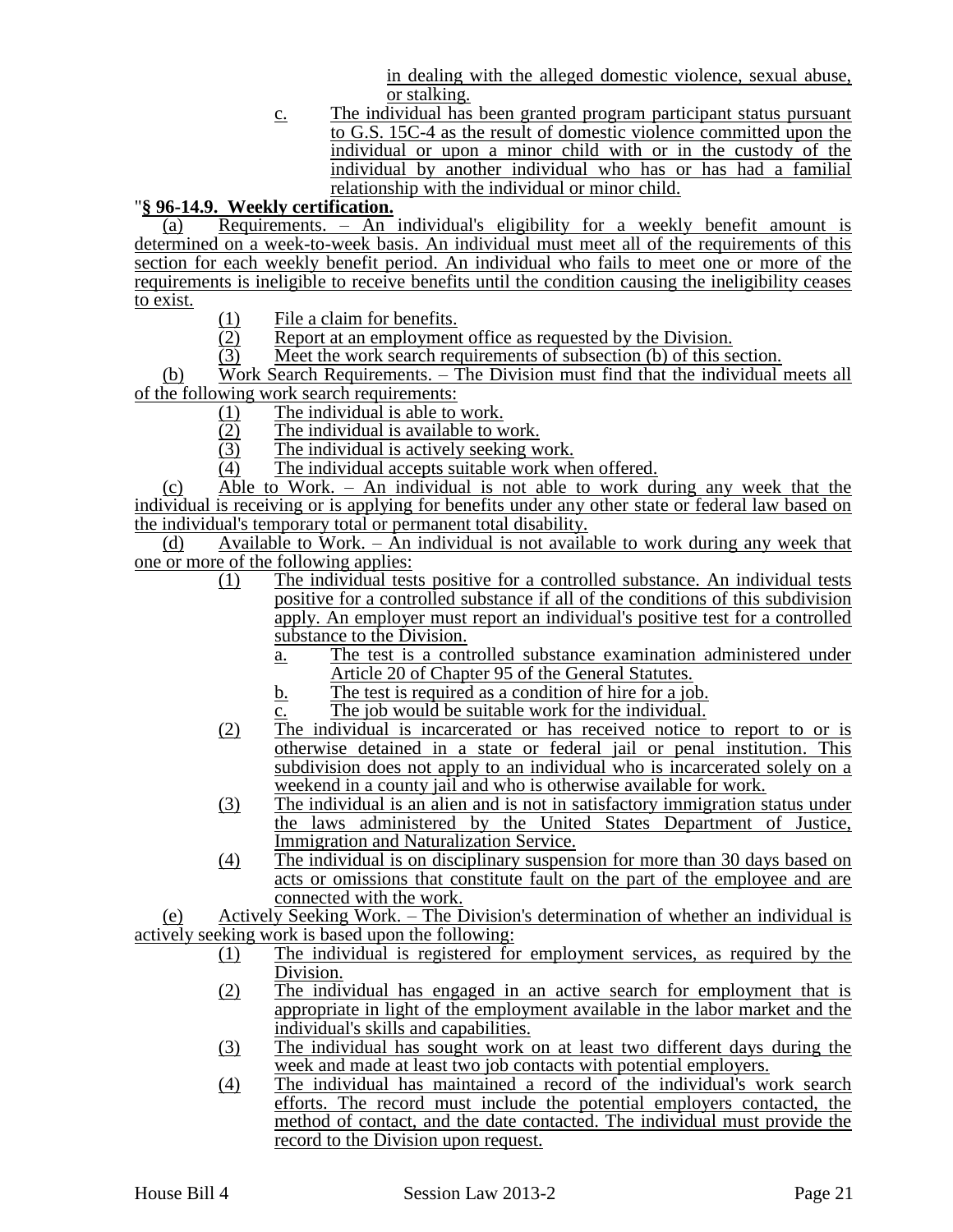in dealing with the alleged domestic violence, sexual abuse, or stalking.

c. The individual has been granted program participant status pursuant to G.S. 15C-4 as the result of domestic violence committed upon the individual or upon a minor child with or in the custody of the individual by another individual who has or has had a familial relationship with the individual or minor child.

"**§ 96-14.9. Weekly certification.**

(a) Requirements. – An individual's eligibility for a weekly benefit amount is determined on a week-to-week basis. An individual must meet all of the requirements of this section for each weekly benefit period. An individual who fails to meet one or more of the requirements is ineligible to receive benefits until the condition causing the ineligibility ceases to exist.

(1) File a claim for benefits.
(2) Report at an employment office as requested by the Division.
(3) Meet the work search requirements of subsection (b) of this section.

(b) Work Search Requirements. – The Division must find that the individual meets all of the following work search requirements:

(1) The individual is able to work.
(2) The individual is available to work.
(3) The individual is actively seeking work.
(4) The individual accepts suitable work when offered.

(c) Able to Work. – An individual is not able to work during any week that the individual is receiving or is applying for benefits under any other state or federal law based on the individual's temporary total or permanent total disability.

(d) Available to Work. – An individual is not available to work during any week that one or more of the following applies:

(1) The individual tests positive for a controlled substance. An individual tests positive for a controlled substance if all of the conditions of this subdivision apply. An employer must report an individual's positive test for a controlled substance to the Division.
   a. The test is a controlled substance examination administered under Article 20 of Chapter 95 of the General Statutes.
   b. The test is required as a condition of hire for a job.
   c. The job would be suitable work for the individual.
(2) The individual is incarcerated or has received notice to report to or is otherwise detained in a state or federal jail or penal institution. This subdivision does not apply to an individual who is incarcerated solely on a weekend in a county jail and who is otherwise available for work.
(3) The individual is an alien and is not in satisfactory immigration status under the laws administered by the United States Department of Justice, Immigration and Naturalization Service.
(4) The individual is on disciplinary suspension for more than 30 days based on acts or omissions that constitute fault on the part of the employee and are connected with the work.

(e) Actively Seeking Work. – The Division's determination of whether an individual is actively seeking work is based upon the following:

(1) The individual is registered for employment services, as required by the Division.
(2) The individual has engaged in an active search for employment that is appropriate in light of the employment available in the labor market and the individual's skills and capabilities.
(3) The individual has sought work on at least two different days during the week and made at least two job contacts with potential employers.
(4) The individual has maintained a record of the individual's work search efforts. The record must include the potential employers contacted, the method of contact, and the date contacted. The individual must provide the record to the Division upon request.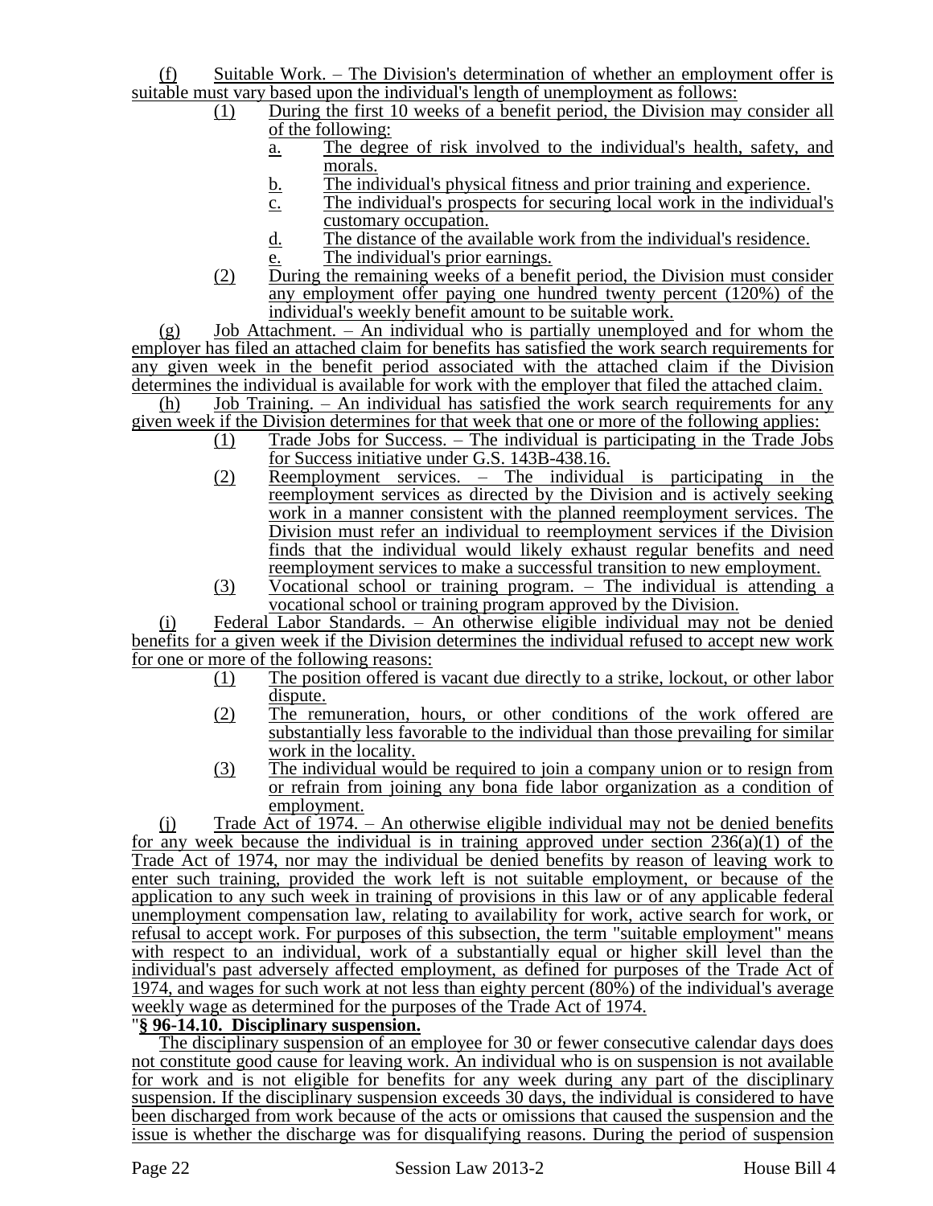(f) Suitable Work. – The Division's determination of whether an employment offer is suitable must vary based upon the individual's length of unemployment as follows:

(1) During the first 10 weeks of a benefit period, the Division may consider all of the following:

a. The degree of risk involved to the individual's health, safety, and morals.

b. The individual's physical fitness and prior training and experience.

c. The individual's prospects for securing local work in the individual's customary occupation.

d. The distance of the available work from the individual's residence.

e. The individual's prior earnings.

(2) During the remaining weeks of a benefit period, the Division must consider any employment offer paying one hundred twenty percent (120%) of the individual's weekly benefit amount to be suitable work.

(g) Job Attachment. – An individual who is partially unemployed and for whom the employer has filed an attached claim for benefits has satisfied the work search requirements for any given week in the benefit period associated with the attached claim if the Division determines the individual is available for work with the employer that filed the attached claim.

(h) Job Training. – An individual has satisfied the work search requirements for any given week if the Division determines for that week that one or more of the following applies:

(1) Trade Jobs for Success. – The individual is participating in the Trade Jobs for Success initiative under G.S. 143B-438.16.

(2) Reemployment services. – The individual is participating in the reemployment services as directed by the Division and is actively seeking work in a manner consistent with the planned reemployment services. The Division must refer an individual to reemployment services if the Division finds that the individual would likely exhaust regular benefits and need reemployment services to make a successful transition to new employment.

(3) Vocational school or training program. – The individual is attending a vocational school or training program approved by the Division.

(i) Federal Labor Standards. – An otherwise eligible individual may not be denied benefits for a given week if the Division determines the individual refused to accept new work for one or more of the following reasons:

(1) The position offered is vacant due directly to a strike, lockout, or other labor dispute.

(2) The remuneration, hours, or other conditions of the work offered are substantially less favorable to the individual than those prevailing for similar work in the locality.

(3) The individual would be required to join a company union or to resign from or refrain from joining any bona fide labor organization as a condition of employment.

(j) Trade Act of 1974. – An otherwise eligible individual may not be denied benefits for any week because the individual is in training approved under section 236(a)(1) of the Trade Act of 1974, nor may the individual be denied benefits by reason of leaving work to enter such training, provided the work left is not suitable employment, or because of the application to any such week in training of provisions in this law or of any applicable federal unemployment compensation law, relating to availability for work, active search for work, or refusal to accept work. For purposes of this subsection, the term "suitable employment" means with respect to an individual, work of a substantially equal or higher skill level than the individual's past adversely affected employment, as defined for purposes of the Trade Act of 1974, and wages for such work at not less than eighty percent (80%) of the individual's average weekly wage as determined for the purposes of the Trade Act of 1974.

"**§ 96-14.10. Disciplinary suspension.**

The disciplinary suspension of an employee for 30 or fewer consecutive calendar days does not constitute good cause for leaving work. An individual who is on suspension is not available for work and is not eligible for benefits for any week during any part of the disciplinary suspension. If the disciplinary suspension exceeds 30 days, the individual is considered to have been discharged from work because of the acts or omissions that caused the suspension and the issue is whether the discharge was for disqualifying reasons. During the period of suspension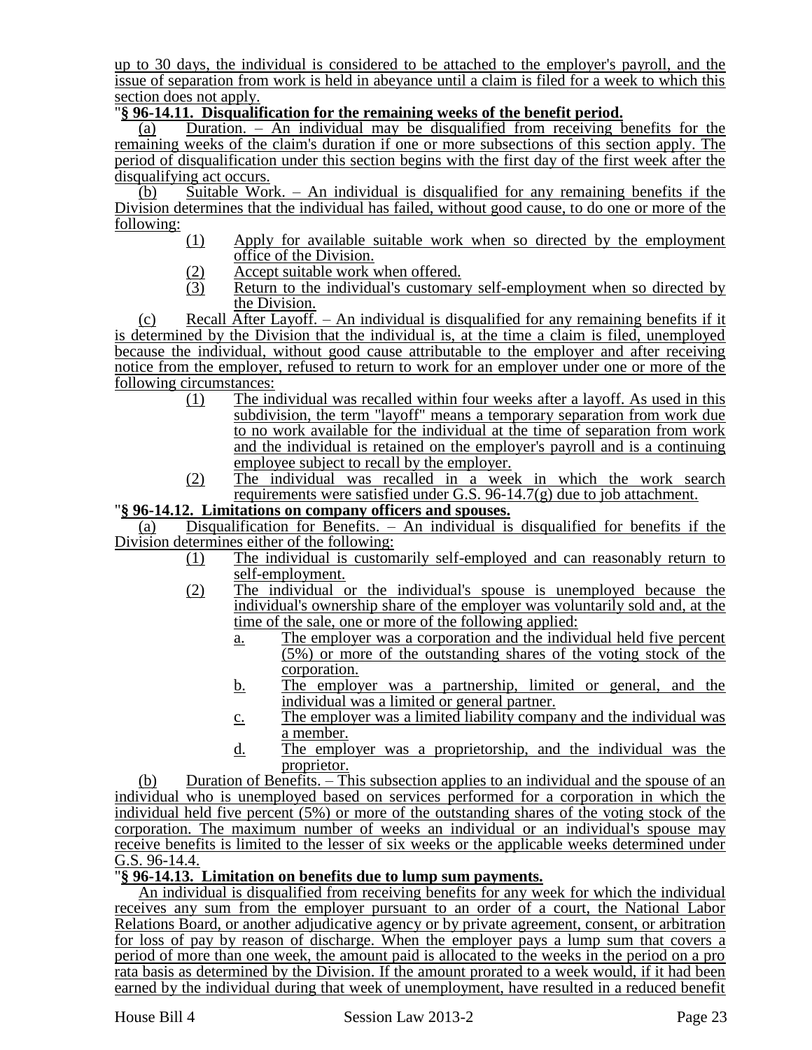up to 30 days, the individual is considered to be attached to the employer's payroll, and the issue of separation from work is held in abeyance until a claim is filed for a week to which this section does not apply.

"**§ 96-14.11. Disqualification for the remaining weeks of the benefit period.**

(a) Duration. – An individual may be disqualified from receiving benefits for the remaining weeks of the claim's duration if one or more subsections of this section apply. The period of disqualification under this section begins with the first day of the first week after the disqualifying act occurs.

(b) Suitable Work. – An individual is disqualified for any remaining benefits if the Division determines that the individual has failed, without good cause, to do one or more of the following:

- (1) Apply for available suitable work when so directed by the employment office of the Division.
- (2) Accept suitable work when offered.
- (3) Return to the individual's customary self-employment when so directed by the Division.

(c) Recall After Layoff. – An individual is disqualified for any remaining benefits if it is determined by the Division that the individual is, at the time a claim is filed, unemployed because the individual, without good cause attributable to the employer and after receiving notice from the employer, refused to return to work for an employer under one or more of the following circumstances:

- (1) The individual was recalled within four weeks after a layoff. As used in this subdivision, the term "layoff" means a temporary separation from work due to no work available for the individual at the time of separation from work and the individual is retained on the employer's payroll and is a continuing employee subject to recall by the employer.
- (2) The individual was recalled in a week in which the work search requirements were satisfied under G.S. 96-14.7(g) due to job attachment.

"**§ 96-14.12. Limitations on company officers and spouses.**

(a) Disqualification for Benefits. – An individual is disqualified for benefits if the Division determines either of the following:

- (1) The individual is customarily self-employed and can reasonably return to self-employment.
- (2) The individual or the individual's spouse is unemployed because the individual's ownership share of the employer was voluntarily sold and, at the time of the sale, one or more of the following applied:
  - a. The employer was a corporation and the individual held five percent (5%) or more of the outstanding shares of the voting stock of the corporation.
  - b. The employer was a partnership, limited or general, and the individual was a limited or general partner.
  - c. The employer was a limited liability company and the individual was a member.
  - d. The employer was a proprietorship, and the individual was the proprietor.

(b) Duration of Benefits. – This subsection applies to an individual and the spouse of an individual who is unemployed based on services performed for a corporation in which the individual held five percent (5%) or more of the outstanding shares of the voting stock of the corporation. The maximum number of weeks an individual or an individual's spouse may receive benefits is limited to the lesser of six weeks or the applicable weeks determined under G.S. 96-14.4.

"**§ 96-14.13. Limitation on benefits due to lump sum payments.**

An individual is disqualified from receiving benefits for any week for which the individual receives any sum from the employer pursuant to an order of a court, the National Labor Relations Board, or another adjudicative agency or by private agreement, consent, or arbitration for loss of pay by reason of discharge. When the employer pays a lump sum that covers a period of more than one week, the amount paid is allocated to the weeks in the period on a pro rata basis as determined by the Division. If the amount prorated to a week would, if it had been earned by the individual during that week of unemployment, have resulted in a reduced benefit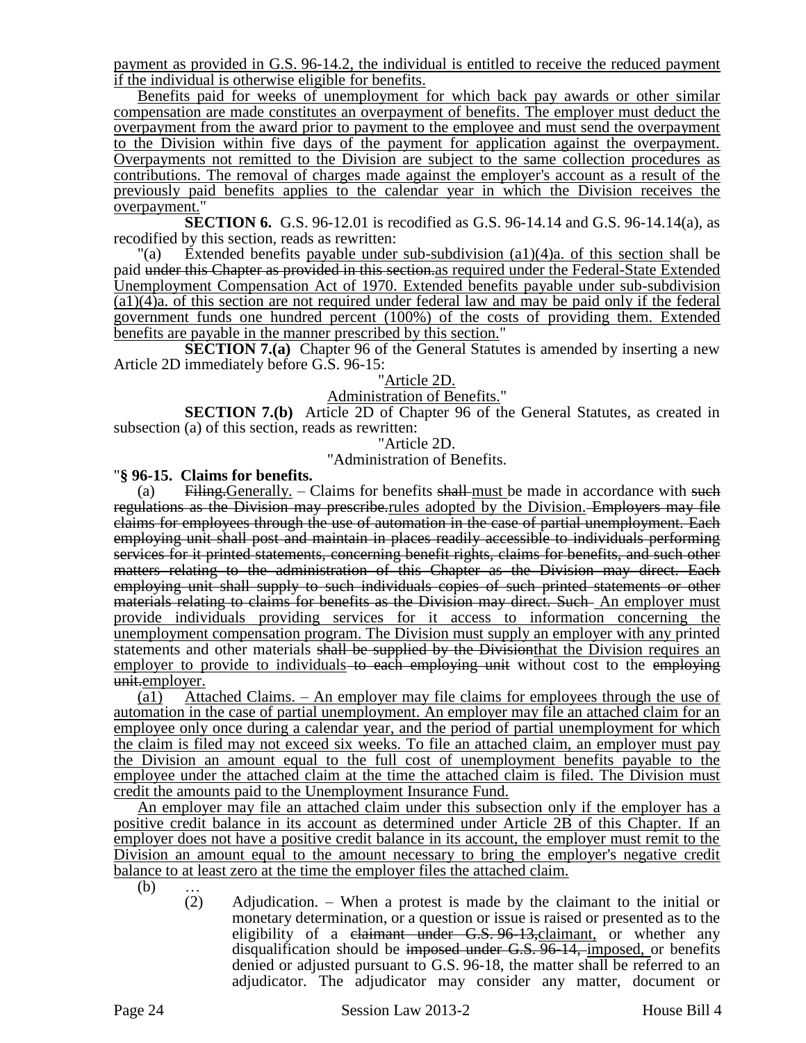payment as provided in G.S. 96-14.2, the individual is entitled to receive the reduced payment if the individual is otherwise eligible for benefits.

Benefits paid for weeks of unemployment for which back pay awards or other similar compensation are made constitutes an overpayment of benefits. The employer must deduct the overpayment from the award prior to payment to the employee and must send the overpayment to the Division within five days of the payment for application against the overpayment. Overpayments not remitted to the Division are subject to the same collection procedures as contributions. The removal of charges made against the employer's account as a result of the previously paid benefits applies to the calendar year in which the Division receives the overpayment."

**SECTION 6.** G.S. 96-12.01 is recodified as G.S. 96-14.14 and G.S. 96-14.14(a), as recodified by this section, reads as rewritten:

"(a) Extended benefits payable under sub-subdivision (a1)(4)a. of this section shall be paid ~~under this Chapter as provided in this section.~~as required under the Federal-State Extended Unemployment Compensation Act of 1970. Extended benefits payable under sub-subdivision (a1)(4)a. of this section are not required under federal law and may be paid only if the federal government funds one hundred percent (100%) of the costs of providing them. Extended benefits are payable in the manner prescribed by this section."

**SECTION 7.(a)** Chapter 96 of the General Statutes is amended by inserting a new Article 2D immediately before G.S. 96-15:

"Article 2D.

Administration of Benefits."

**SECTION 7.(b)** Article 2D of Chapter 96 of the General Statutes, as created in subsection (a) of this section, reads as rewritten:

"Article 2D.

"Administration of Benefits.

"**§ 96-15. Claims for benefits.**

(a) ~~Filing.~~Generally. – Claims for benefits ~~shall~~ must be made in accordance with ~~such regulations as the Division may prescribe.~~rules adopted by the Division. ~~Employers may file claims for employees through the use of automation in the case of partial unemployment. Each employing unit shall post and maintain in places readily accessible to individuals performing services for it printed statements, concerning benefit rights, claims for benefits, and such other matters relating to the administration of this Chapter as the Division may direct. Each employing unit shall supply to such individuals copies of such printed statements or other materials relating to claims for benefits as the Division may direct. Such~~ An employer must provide individuals providing services for it access to information concerning the unemployment compensation program. The Division must supply an employer with any printed statements and other materials ~~shall be supplied by the Division~~that the Division requires an employer to provide to individuals ~~to each employing unit~~ without cost to the ~~employing unit.~~employer.

(a1) Attached Claims. – An employer may file claims for employees through the use of automation in the case of partial unemployment. An employer may file an attached claim for an employee only once during a calendar year, and the period of partial unemployment for which the claim is filed may not exceed six weeks. To file an attached claim, an employer must pay the Division an amount equal to the full cost of unemployment benefits payable to the employee under the attached claim at the time the attached claim is filed. The Division must credit the amounts paid to the Unemployment Insurance Fund.

An employer may file an attached claim under this subsection only if the employer has a positive credit balance in its account as determined under Article 2B of this Chapter. If an employer does not have a positive credit balance in its account, the employer must remit to the Division an amount equal to the amount necessary to bring the employer's negative credit balance to at least zero at the time the employer files the attached claim.

(b) …

(2) Adjudication. – When a protest is made by the claimant to the initial or monetary determination, or a question or issue is raised or presented as to the eligibility of a ~~claimant under G.S. 96-13,~~claimant, or whether any disqualification should be ~~imposed under G.S. 96-14,~~ imposed, or benefits denied or adjusted pursuant to G.S. 96-18, the matter shall be referred to an adjudicator. The adjudicator may consider any matter, document or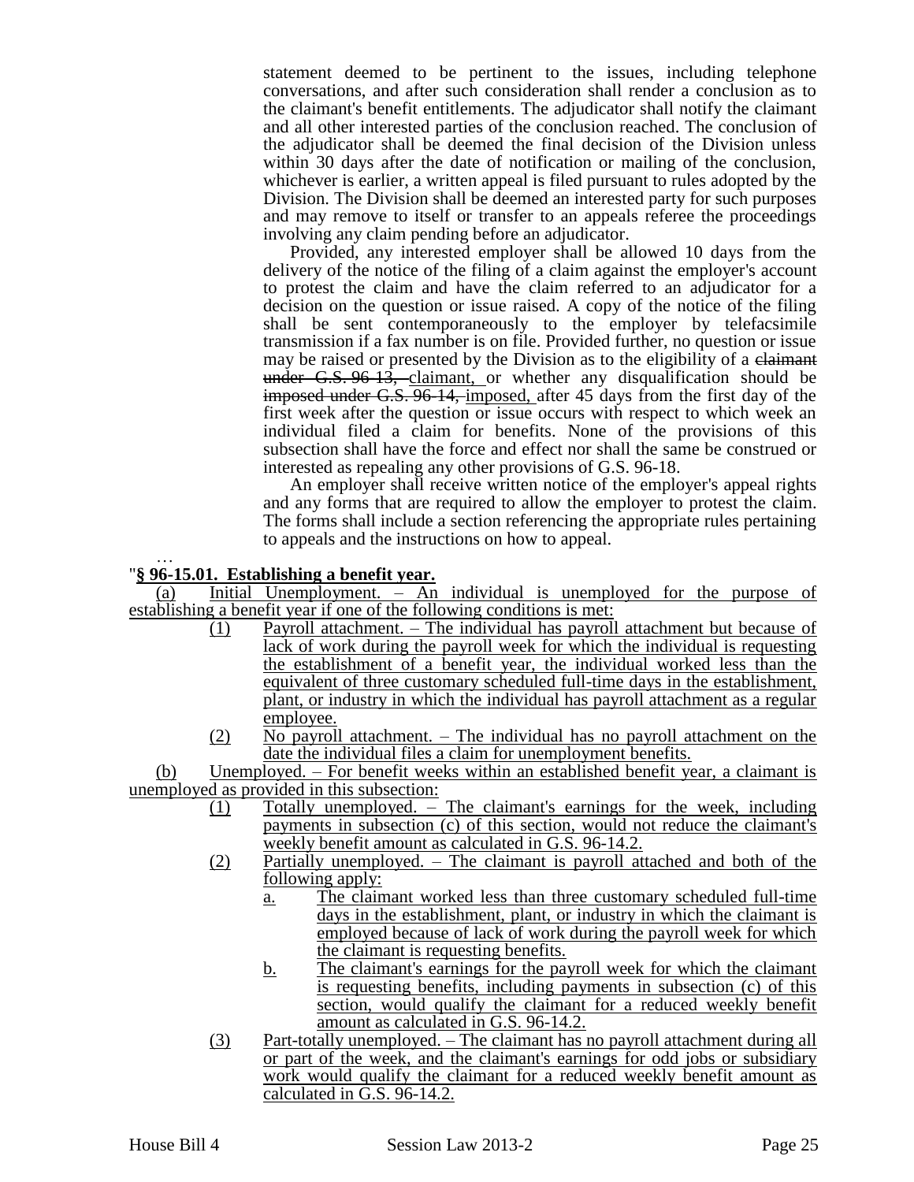statement deemed to be pertinent to the issues, including telephone conversations, and after such consideration shall render a conclusion as to the claimant's benefit entitlements. The adjudicator shall notify the claimant and all other interested parties of the conclusion reached. The conclusion of the adjudicator shall be deemed the final decision of the Division unless within 30 days after the date of notification or mailing of the conclusion, whichever is earlier, a written appeal is filed pursuant to rules adopted by the Division. The Division shall be deemed an interested party for such purposes and may remove to itself or transfer to an appeals referee the proceedings involving any claim pending before an adjudicator.

Provided, any interested employer shall be allowed 10 days from the delivery of the notice of the filing of a claim against the employer's account to protest the claim and have the claim referred to an adjudicator for a decision on the question or issue raised. A copy of the notice of the filing shall be sent contemporaneously to the employer by telefacsimile transmission if a fax number is on file. Provided further, no question or issue may be raised or presented by the Division as to the eligibility of a ~~claimant under G.S. 96-13,~~ claimant, or whether any disqualification should be ~~imposed under G.S. 96-14,~~ imposed, after 45 days from the first day of the first week after the question or issue occurs with respect to which week an individual filed a claim for benefits. None of the provisions of this subsection shall have the force and effect nor shall the same be construed or interested as repealing any other provisions of G.S. 96-18.

An employer shall receive written notice of the employer's appeal rights and any forms that are required to allow the employer to protest the claim. The forms shall include a section referencing the appropriate rules pertaining to appeals and the instructions on how to appeal.

…

"**§ 96-15.01. Establishing a benefit year.**

(a) Initial Unemployment. – An individual is unemployed for the purpose of establishing a benefit year if one of the following conditions is met:

(1) Payroll attachment. – The individual has payroll attachment but because of lack of work during the payroll week for which the individual is requesting the establishment of a benefit year, the individual worked less than the equivalent of three customary scheduled full-time days in the establishment, plant, or industry in which the individual has payroll attachment as a regular employee.

(2) No payroll attachment. – The individual has no payroll attachment on the date the individual files a claim for unemployment benefits.

(b) Unemployed. – For benefit weeks within an established benefit year, a claimant is unemployed as provided in this subsection:

(1) Totally unemployed. – The claimant's earnings for the week, including payments in subsection (c) of this section, would not reduce the claimant's weekly benefit amount as calculated in G.S. 96-14.2.

(2) Partially unemployed. – The claimant is payroll attached and both of the following apply:

a. The claimant worked less than three customary scheduled full-time days in the establishment, plant, or industry in which the claimant is employed because of lack of work during the payroll week for which the claimant is requesting benefits.

b. The claimant's earnings for the payroll week for which the claimant is requesting benefits, including payments in subsection (c) of this section, would qualify the claimant for a reduced weekly benefit amount as calculated in G.S. 96-14.2.

(3) Part-totally unemployed. – The claimant has no payroll attachment during all or part of the week, and the claimant's earnings for odd jobs or subsidiary work would qualify the claimant for a reduced weekly benefit amount as calculated in G.S. 96-14.2.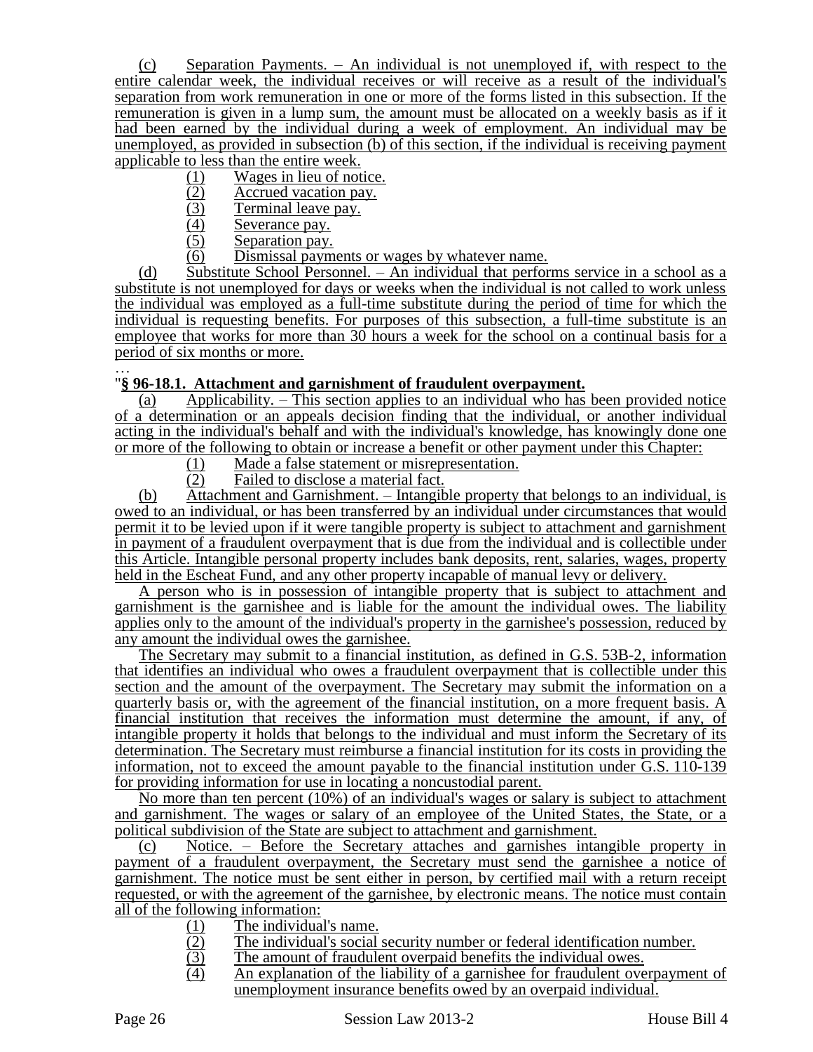(c) Separation Payments. – An individual is not unemployed if, with respect to the entire calendar week, the individual receives or will receive as a result of the individual's separation from work remuneration in one or more of the forms listed in this subsection. If the remuneration is given in a lump sum, the amount must be allocated on a weekly basis as if it had been earned by the individual during a week of employment. An individual may be unemployed, as provided in subsection (b) of this section, if the individual is receiving payment applicable to less than the entire week.

(1) Wages in lieu of notice.
(2) Accrued vacation pay.
(3) Terminal leave pay.
(4) Severance pay.
(5) Separation pay.
(6) Dismissal payments or wages by whatever name.

(d) Substitute School Personnel. – An individual that performs service in a school as a substitute is not unemployed for days or weeks when the individual is not called to work unless the individual was employed as a full-time substitute during the period of time for which the individual is requesting benefits. For purposes of this subsection, a full-time substitute is an employee that works for more than 30 hours a week for the school on a continual basis for a period of six months or more.

…

"**§ 96-18.1. Attachment and garnishment of fraudulent overpayment.**

(a) Applicability. – This section applies to an individual who has been provided notice of a determination or an appeals decision finding that the individual, or another individual acting in the individual's behalf and with the individual's knowledge, has knowingly done one or more of the following to obtain or increase a benefit or other payment under this Chapter:

(1) Made a false statement or misrepresentation.
(2) Failed to disclose a material fact.

(b) Attachment and Garnishment. – Intangible property that belongs to an individual, is owed to an individual, or has been transferred by an individual under circumstances that would permit it to be levied upon if it were tangible property is subject to attachment and garnishment in payment of a fraudulent overpayment that is due from the individual and is collectible under this Article. Intangible personal property includes bank deposits, rent, salaries, wages, property held in the Escheat Fund, and any other property incapable of manual levy or delivery.

A person who is in possession of intangible property that is subject to attachment and garnishment is the garnishee and is liable for the amount the individual owes. The liability applies only to the amount of the individual's property in the garnishee's possession, reduced by any amount the individual owes the garnishee.

The Secretary may submit to a financial institution, as defined in G.S. 53B-2, information that identifies an individual who owes a fraudulent overpayment that is collectible under this section and the amount of the overpayment. The Secretary may submit the information on a quarterly basis or, with the agreement of the financial institution, on a more frequent basis. A financial institution that receives the information must determine the amount, if any, of intangible property it holds that belongs to the individual and must inform the Secretary of its determination. The Secretary must reimburse a financial institution for its costs in providing the information, not to exceed the amount payable to the financial institution under G.S. 110-139 for providing information for use in locating a noncustodial parent.

No more than ten percent (10%) of an individual's wages or salary is subject to attachment and garnishment. The wages or salary of an employee of the United States, the State, or a political subdivision of the State are subject to attachment and garnishment.

(c) Notice. – Before the Secretary attaches and garnishes intangible property in payment of a fraudulent overpayment, the Secretary must send the garnishee a notice of garnishment. The notice must be sent either in person, by certified mail with a return receipt requested, or with the agreement of the garnishee, by electronic means. The notice must contain all of the following information:

(1) The individual's name.
(2) The individual's social security number or federal identification number.
(3) The amount of fraudulent overpaid benefits the individual owes.
(4) An explanation of the liability of a garnishee for fraudulent overpayment of unemployment insurance benefits owed by an overpaid individual.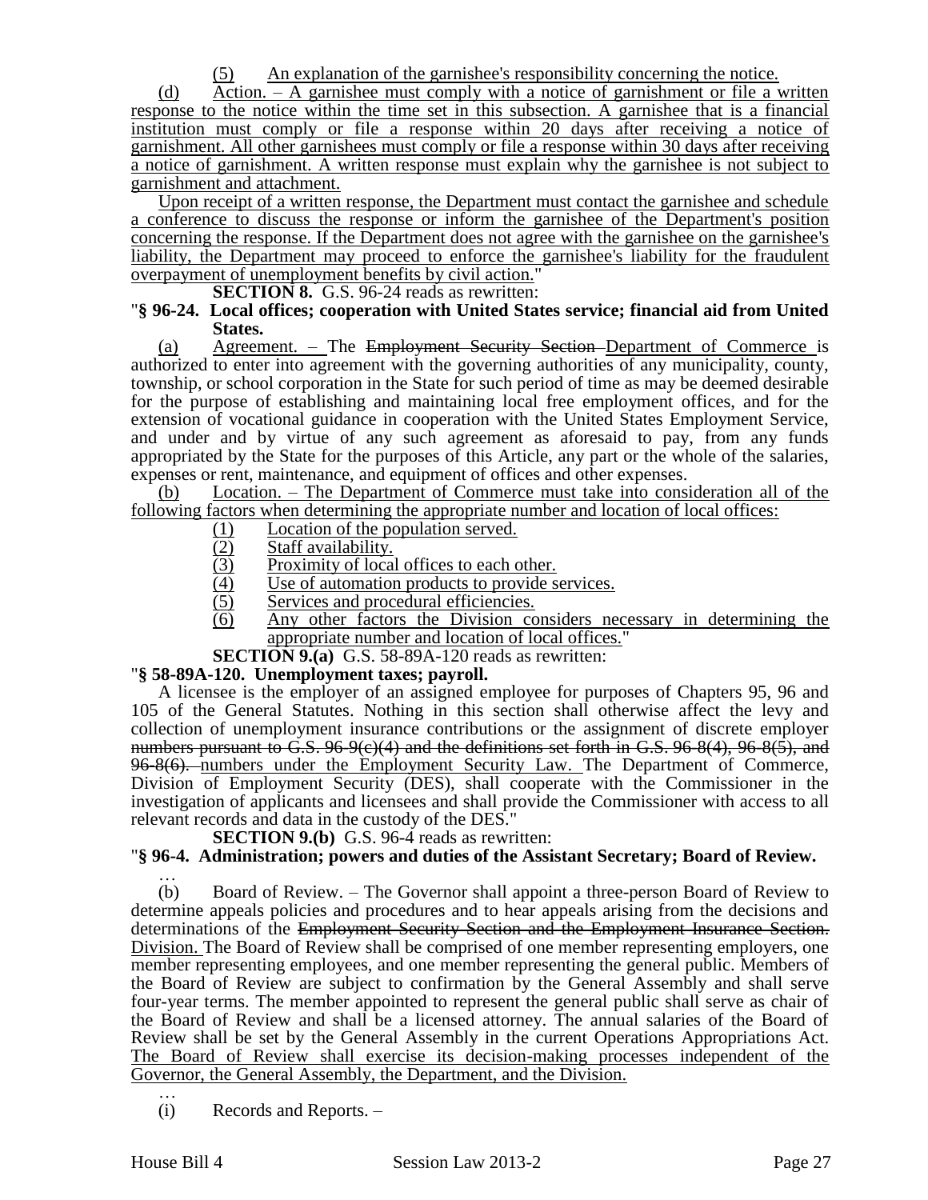(5) An explanation of the garnishee's responsibility concerning the notice.

(d) Action. – A garnishee must comply with a notice of garnishment or file a written response to the notice within the time set in this subsection. A garnishee that is a financial institution must comply or file a response within 20 days after receiving a notice of garnishment. All other garnishees must comply or file a response within 30 days after receiving a notice of garnishment. A written response must explain why the garnishee is not subject to garnishment and attachment.

Upon receipt of a written response, the Department must contact the garnishee and schedule a conference to discuss the response or inform the garnishee of the Department's position concerning the response. If the Department does not agree with the garnishee on the garnishee's liability, the Department may proceed to enforce the garnishee's liability for the fraudulent overpayment of unemployment benefits by civil action."

**SECTION 8.** G.S. 96-24 reads as rewritten:

"**§ 96-24. Local offices; cooperation with United States service; financial aid from United States.**

(a) Agreement. – The ~~Employment Security Section~~ Department of Commerce is authorized to enter into agreement with the governing authorities of any municipality, county, township, or school corporation in the State for such period of time as may be deemed desirable for the purpose of establishing and maintaining local free employment offices, and for the extension of vocational guidance in cooperation with the United States Employment Service, and under and by virtue of any such agreement as aforesaid to pay, from any funds appropriated by the State for the purposes of this Article, any part or the whole of the salaries, expenses or rent, maintenance, and equipment of offices and other expenses.

(b) Location. – The Department of Commerce must take into consideration all of the following factors when determining the appropriate number and location of local offices:

(1) Location of the population served.
(2) Staff availability.
(3) Proximity of local offices to each other.
(4) Use of automation products to provide services.
(5) Services and procedural efficiencies.
(6) Any other factors the Division considers necessary in determining the appropriate number and location of local offices."

**SECTION 9.(a)** G.S. 58-89A-120 reads as rewritten:

"**§ 58-89A-120. Unemployment taxes; payroll.**

A licensee is the employer of an assigned employee for purposes of Chapters 95, 96 and 105 of the General Statutes. Nothing in this section shall otherwise affect the levy and collection of unemployment insurance contributions or the assignment of discrete employer ~~numbers pursuant to G.S. 96-9(c)(4) and the definitions set forth in G.S. 96-8(4), 96-8(5), and 96-8(6).~~ numbers under the Employment Security Law. The Department of Commerce, Division of Employment Security (DES), shall cooperate with the Commissioner in the investigation of applicants and licensees and shall provide the Commissioner with access to all relevant records and data in the custody of the DES."

**SECTION 9.(b)** G.S. 96-4 reads as rewritten:

"**§ 96-4. Administration; powers and duties of the Assistant Secretary; Board of Review.**

…

(b) Board of Review. – The Governor shall appoint a three-person Board of Review to determine appeals policies and procedures and to hear appeals arising from the decisions and determinations of the ~~Employment Security Section and the Employment Insurance Section.~~ Division. The Board of Review shall be comprised of one member representing employers, one member representing employees, and one member representing the general public. Members of the Board of Review are subject to confirmation by the General Assembly and shall serve four-year terms. The member appointed to represent the general public shall serve as chair of the Board of Review and shall be a licensed attorney. The annual salaries of the Board of Review shall be set by the General Assembly in the current Operations Appropriations Act. The Board of Review shall exercise its decision-making processes independent of the Governor, the General Assembly, the Department, and the Division.

…

(i) Records and Reports. –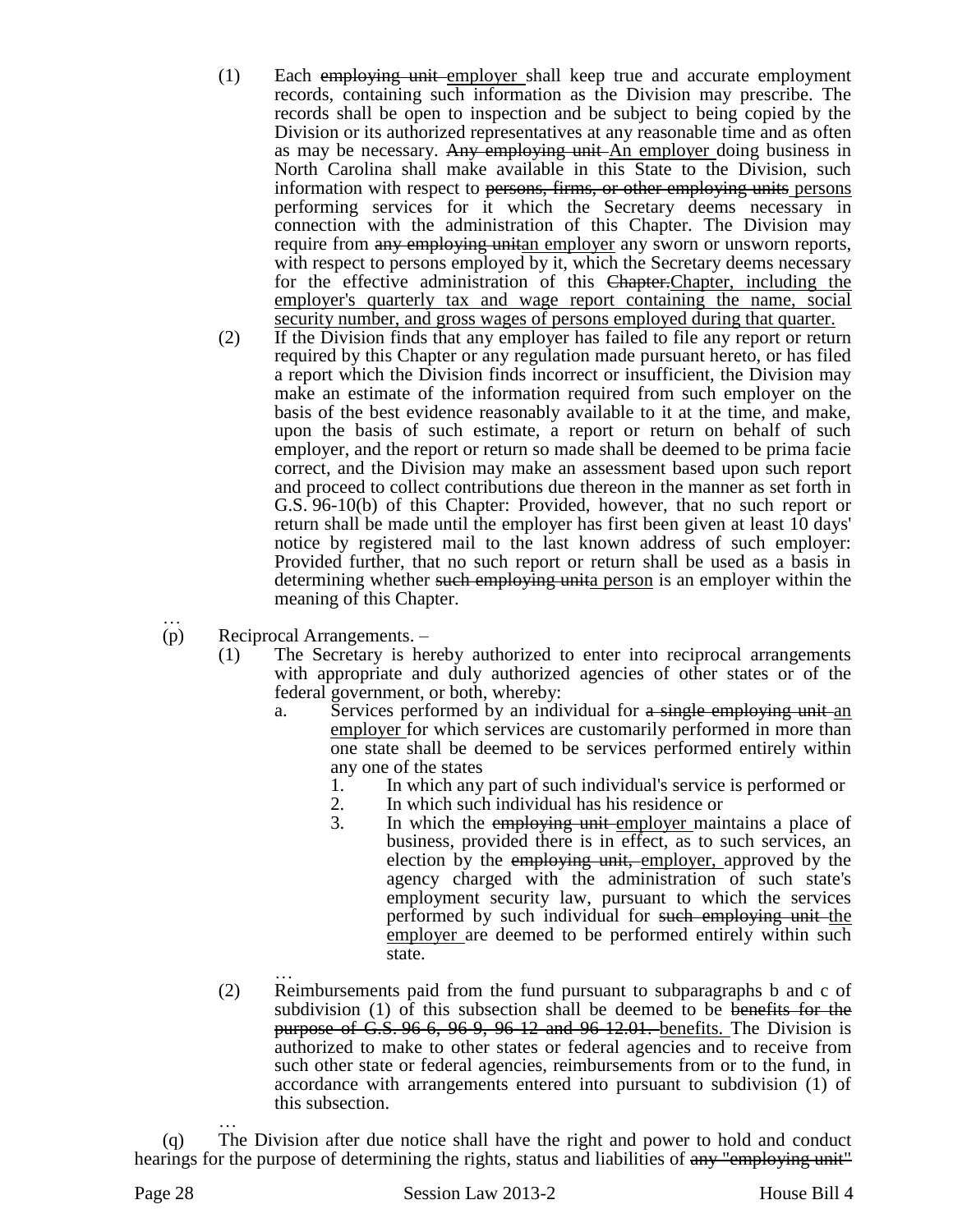(1) Each ~~employing unit~~ employer shall keep true and accurate employment records, containing such information as the Division may prescribe. The records shall be open to inspection and be subject to being copied by the Division or its authorized representatives at any reasonable time and as often as may be necessary. ~~Any employing unit~~ An employer doing business in North Carolina shall make available in this State to the Division, such information with respect to ~~persons, firms, or other employing units~~ persons performing services for it which the Secretary deems necessary in connection with the administration of this Chapter. The Division may require from ~~any employing unit~~an employer any sworn or unsworn reports, with respect to persons employed by it, which the Secretary deems necessary for the effective administration of this ~~Chapter.~~Chapter, including the employer's quarterly tax and wage report containing the name, social security number, and gross wages of persons employed during that quarter.

(2) If the Division finds that any employer has failed to file any report or return required by this Chapter or any regulation made pursuant hereto, or has filed a report which the Division finds incorrect or insufficient, the Division may make an estimate of the information required from such employer on the basis of the best evidence reasonably available to it at the time, and make, upon the basis of such estimate, a report or return on behalf of such employer, and the report or return so made shall be deemed to be prima facie correct, and the Division may make an assessment based upon such report and proceed to collect contributions due thereon in the manner as set forth in G.S. 96-10(b) of this Chapter: Provided, however, that no such report or return shall be made until the employer has first been given at least 10 days' notice by registered mail to the last known address of such employer: Provided further, that no such report or return shall be used as a basis in determining whether ~~such employing unit~~a person is an employer within the meaning of this Chapter.

…

(p) Reciprocal Arrangements. –

(1) The Secretary is hereby authorized to enter into reciprocal arrangements with appropriate and duly authorized agencies of other states or of the federal government, or both, whereby:

a. Services performed by an individual for ~~a single employing unit~~ an employer for which services are customarily performed in more than one state shall be deemed to be services performed entirely within any one of the states

1. In which any part of such individual's service is performed or
2. In which such individual has his residence or
3. In which the ~~employing unit~~ employer maintains a place of business, provided there is in effect, as to such services, an election by the ~~employing unit,~~ employer, approved by the agency charged with the administration of such state's employment security law, pursuant to which the services performed by such individual for ~~such employing unit~~ the employer are deemed to be performed entirely within such state.

…

(2) Reimbursements paid from the fund pursuant to subparagraphs b and c of subdivision (1) of this subsection shall be deemed to be ~~benefits for the purpose of G.S. 96-6, 96-9, 96-12 and 96-12.01.~~ benefits. The Division is authorized to make to other states or federal agencies and to receive from such other state or federal agencies, reimbursements from or to the fund, in accordance with arrangements entered into pursuant to subdivision (1) of this subsection.

…

(q) The Division after due notice shall have the right and power to hold and conduct hearings for the purpose of determining the rights, status and liabilities of ~~any "employing unit"~~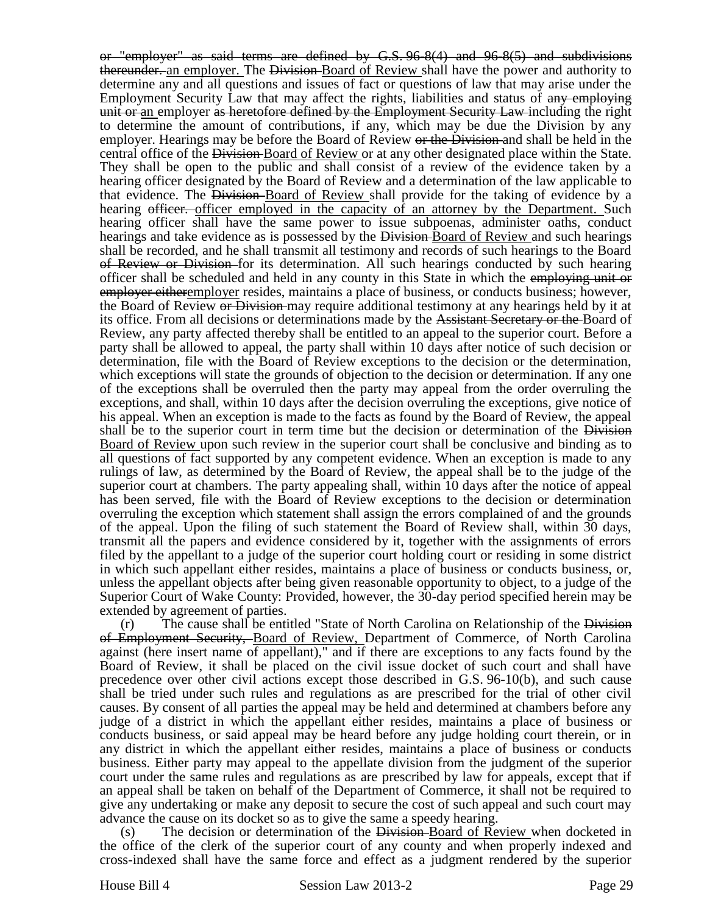or "employer" as said terms are defined by G.S. 96-8(4) and 96-8(5) and subdivisions thereunder. an employer. The Division Board of Review shall have the power and authority to determine any and all questions and issues of fact or questions of law that may arise under the Employment Security Law that may affect the rights, liabilities and status of any employing unit or an employer as heretofore defined by the Employment Security Law including the right to determine the amount of contributions, if any, which may be due the Division by any employer. Hearings may be before the Board of Review or the Division and shall be held in the central office of the Division Board of Review or at any other designated place within the State. They shall be open to the public and shall consist of a review of the evidence taken by a hearing officer designated by the Board of Review and a determination of the law applicable to that evidence. The Division Board of Review shall provide for the taking of evidence by a hearing officer. officer employed in the capacity of an attorney by the Department. Such hearing officer shall have the same power to issue subpoenas, administer oaths, conduct hearings and take evidence as is possessed by the Division Board of Review and such hearings shall be recorded, and he shall transmit all testimony and records of such hearings to the Board of Review or Division for its determination. All such hearings conducted by such hearing officer shall be scheduled and held in any county in this State in which the employing unit or employer eitheremployer resides, maintains a place of business, or conducts business; however, the Board of Review or Division may require additional testimony at any hearings held by it at its office. From all decisions or determinations made by the Assistant Secretary or the Board of Review, any party affected thereby shall be entitled to an appeal to the superior court. Before a party shall be allowed to appeal, the party shall within 10 days after notice of such decision or determination, file with the Board of Review exceptions to the decision or the determination, which exceptions will state the grounds of objection to the decision or determination. If any one of the exceptions shall be overruled then the party may appeal from the order overruling the exceptions, and shall, within 10 days after the decision overruling the exceptions, give notice of his appeal. When an exception is made to the facts as found by the Board of Review, the appeal shall be to the superior court in term time but the decision or determination of the Division Board of Review upon such review in the superior court shall be conclusive and binding as to all questions of fact supported by any competent evidence. When an exception is made to any rulings of law, as determined by the Board of Review, the appeal shall be to the judge of the superior court at chambers. The party appealing shall, within 10 days after the notice of appeal has been served, file with the Board of Review exceptions to the decision or determination overruling the exception which statement shall assign the errors complained of and the grounds of the appeal. Upon the filing of such statement the Board of Review shall, within 30 days, transmit all the papers and evidence considered by it, together with the assignments of errors filed by the appellant to a judge of the superior court holding court or residing in some district in which such appellant either resides, maintains a place of business or conducts business, or, unless the appellant objects after being given reasonable opportunity to object, to a judge of the Superior Court of Wake County: Provided, however, the 30-day period specified herein may be extended by agreement of parties.

(r) The cause shall be entitled "State of North Carolina on Relationship of the Division of Employment Security, Board of Review, Department of Commerce, of North Carolina against (here insert name of appellant)," and if there are exceptions to any facts found by the Board of Review, it shall be placed on the civil issue docket of such court and shall have precedence over other civil actions except those described in G.S. 96-10(b), and such cause shall be tried under such rules and regulations as are prescribed for the trial of other civil causes. By consent of all parties the appeal may be held and determined at chambers before any judge of a district in which the appellant either resides, maintains a place of business or conducts business, or said appeal may be heard before any judge holding court therein, or in any district in which the appellant either resides, maintains a place of business or conducts business. Either party may appeal to the appellate division from the judgment of the superior court under the same rules and regulations as are prescribed by law for appeals, except that if an appeal shall be taken on behalf of the Department of Commerce, it shall not be required to give any undertaking or make any deposit to secure the cost of such appeal and such court may advance the cause on its docket so as to give the same a speedy hearing.

(s) The decision or determination of the Division Board of Review when docketed in the office of the clerk of the superior court of any county and when properly indexed and cross-indexed shall have the same force and effect as a judgment rendered by the superior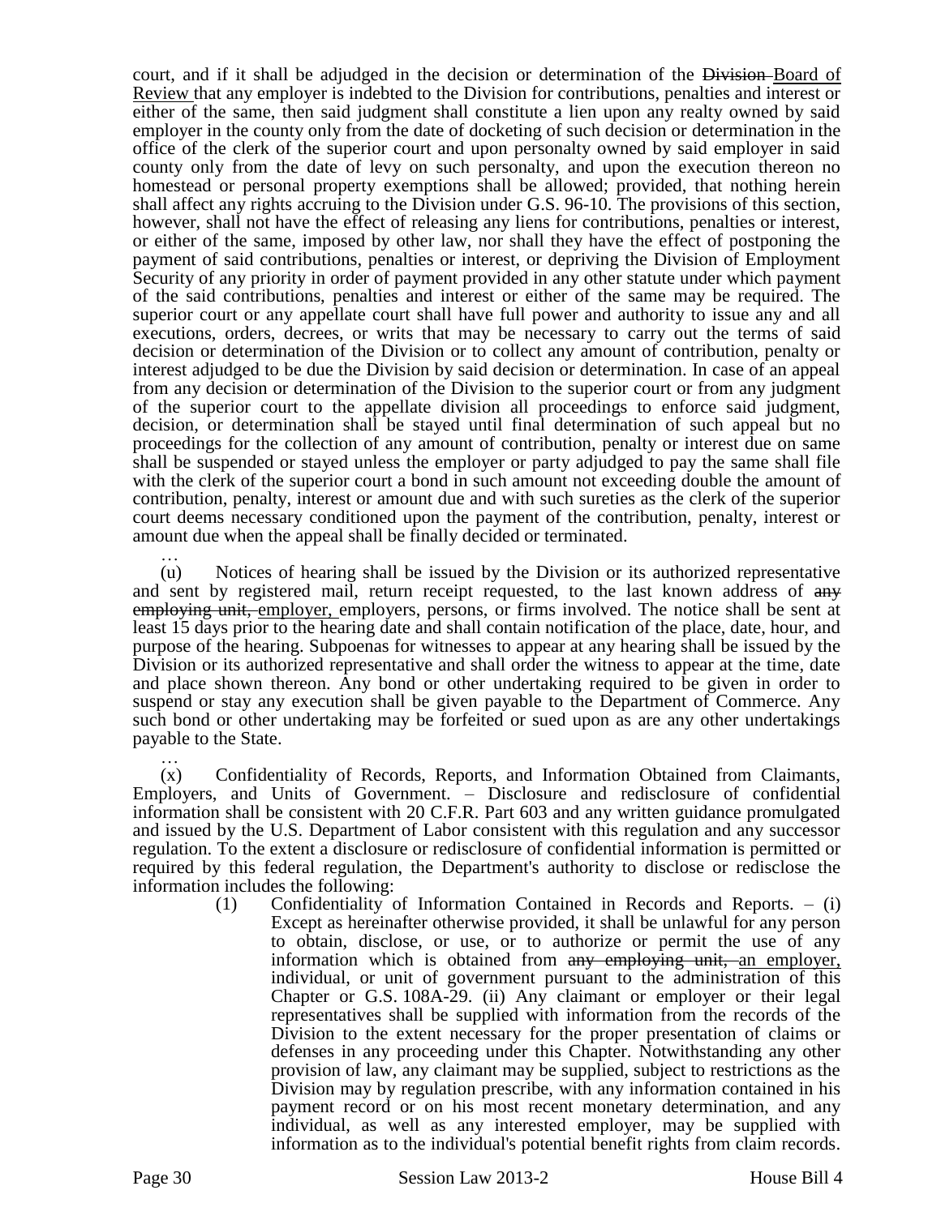court, and if it shall be adjudged in the decision or determination of the ~~Division~~ Board of Review that any employer is indebted to the Division for contributions, penalties and interest or either of the same, then said judgment shall constitute a lien upon any realty owned by said employer in the county only from the date of docketing of such decision or determination in the office of the clerk of the superior court and upon personalty owned by said employer in said county only from the date of levy on such personalty, and upon the execution thereon no homestead or personal property exemptions shall be allowed; provided, that nothing herein shall affect any rights accruing to the Division under G.S. 96-10. The provisions of this section, however, shall not have the effect of releasing any liens for contributions, penalties or interest, or either of the same, imposed by other law, nor shall they have the effect of postponing the payment of said contributions, penalties or interest, or depriving the Division of Employment Security of any priority in order of payment provided in any other statute under which payment of the said contributions, penalties and interest or either of the same may be required. The superior court or any appellate court shall have full power and authority to issue any and all executions, orders, decrees, or writs that may be necessary to carry out the terms of said decision or determination of the Division or to collect any amount of contribution, penalty or interest adjudged to be due the Division by said decision or determination. In case of an appeal from any decision or determination of the Division to the superior court or from any judgment of the superior court to the appellate division all proceedings to enforce said judgment, decision, or determination shall be stayed until final determination of such appeal but no proceedings for the collection of any amount of contribution, penalty or interest due on same shall be suspended or stayed unless the employer or party adjudged to pay the same shall file with the clerk of the superior court a bond in such amount not exceeding double the amount of contribution, penalty, interest or amount due and with such sureties as the clerk of the superior court deems necessary conditioned upon the payment of the contribution, penalty, interest or amount due when the appeal shall be finally decided or terminated.

…

(u) Notices of hearing shall be issued by the Division or its authorized representative and sent by registered mail, return receipt requested, to the last known address of ~~any employing unit,~~ employer, employers, persons, or firms involved. The notice shall be sent at least 15 days prior to the hearing date and shall contain notification of the place, date, hour, and purpose of the hearing. Subpoenas for witnesses to appear at any hearing shall be issued by the Division or its authorized representative and shall order the witness to appear at the time, date and place shown thereon. Any bond or other undertaking required to be given in order to suspend or stay any execution shall be given payable to the Department of Commerce. Any such bond or other undertaking may be forfeited or sued upon as are any other undertakings payable to the State.

…

(x) Confidentiality of Records, Reports, and Information Obtained from Claimants, Employers, and Units of Government. – Disclosure and redisclosure of confidential information shall be consistent with 20 C.F.R. Part 603 and any written guidance promulgated and issued by the U.S. Department of Labor consistent with this regulation and any successor regulation. To the extent a disclosure or redisclosure of confidential information is permitted or required by this federal regulation, the Department's authority to disclose or redisclose the information includes the following:

(1) Confidentiality of Information Contained in Records and Reports. – (i) Except as hereinafter otherwise provided, it shall be unlawful for any person to obtain, disclose, or use, or to authorize or permit the use of any information which is obtained from ~~any employing unit,~~ an employer, individual, or unit of government pursuant to the administration of this Chapter or G.S. 108A-29. (ii) Any claimant or employer or their legal representatives shall be supplied with information from the records of the Division to the extent necessary for the proper presentation of claims or defenses in any proceeding under this Chapter. Notwithstanding any other provision of law, any claimant may be supplied, subject to restrictions as the Division may by regulation prescribe, with any information contained in his payment record or on his most recent monetary determination, and any individual, as well as any interested employer, may be supplied with information as to the individual's potential benefit rights from claim records.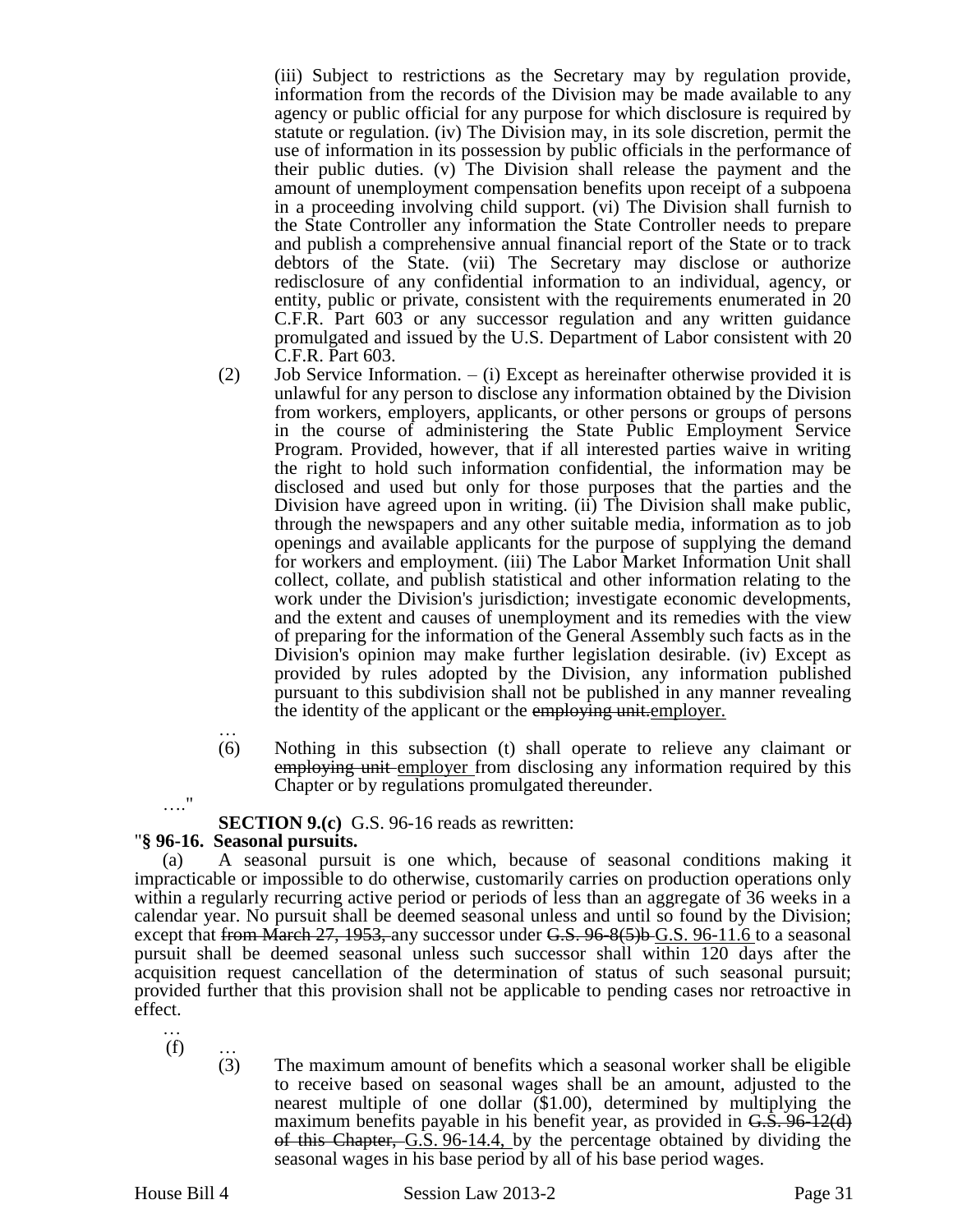(iii) Subject to restrictions as the Secretary may by regulation provide, information from the records of the Division may be made available to any agency or public official for any purpose for which disclosure is required by statute or regulation. (iv) The Division may, in its sole discretion, permit the use of information in its possession by public officials in the performance of their public duties. (v) The Division shall release the payment and the amount of unemployment compensation benefits upon receipt of a subpoena in a proceeding involving child support. (vi) The Division shall furnish to the State Controller any information the State Controller needs to prepare and publish a comprehensive annual financial report of the State or to track debtors of the State. (vii) The Secretary may disclose or authorize redisclosure of any confidential information to an individual, agency, or entity, public or private, consistent with the requirements enumerated in 20 C.F.R. Part 603 or any successor regulation and any written guidance promulgated and issued by the U.S. Department of Labor consistent with 20 C.F.R. Part 603.

(2) Job Service Information. – (i) Except as hereinafter otherwise provided it is unlawful for any person to disclose any information obtained by the Division from workers, employers, applicants, or other persons or groups of persons in the course of administering the State Public Employment Service Program. Provided, however, that if all interested parties waive in writing the right to hold such information confidential, the information may be disclosed and used but only for those purposes that the parties and the Division have agreed upon in writing. (ii) The Division shall make public, through the newspapers and any other suitable media, information as to job openings and available applicants for the purpose of supplying the demand for workers and employment. (iii) The Labor Market Information Unit shall collect, collate, and publish statistical and other information relating to the work under the Division's jurisdiction; investigate economic developments, and the extent and causes of unemployment and its remedies with the view of preparing for the information of the General Assembly such facts as in the Division's opinion may make further legislation desirable. (iv) Except as provided by rules adopted by the Division, any information published pursuant to this subdivision shall not be published in any manner revealing the identity of the applicant or the ~~employing unit.~~employer.

…

(6) Nothing in this subsection (t) shall operate to relieve any claimant or ~~employing unit~~ employer from disclosing any information required by this Chapter or by regulations promulgated thereunder.

…."

**SECTION 9.(c)** G.S. 96-16 reads as rewritten:

"**§ 96-16. Seasonal pursuits.**

(a) A seasonal pursuit is one which, because of seasonal conditions making it impracticable or impossible to do otherwise, customarily carries on production operations only within a regularly recurring active period or periods of less than an aggregate of 36 weeks in a calendar year. No pursuit shall be deemed seasonal unless and until so found by the Division; except that ~~from March 27, 1953,~~ any successor under ~~G.S. 96-8(5)b~~ G.S. 96-11.6 to a seasonal pursuit shall be deemed seasonal unless such successor shall within 120 days after the acquisition request cancellation of the determination of status of such seasonal pursuit; provided further that this provision shall not be applicable to pending cases nor retroactive in effect.

…

(f) …

(3) The maximum amount of benefits which a seasonal worker shall be eligible to receive based on seasonal wages shall be an amount, adjusted to the nearest multiple of one dollar ($1.00), determined by multiplying the maximum benefits payable in his benefit year, as provided in ~~G.S. 96-12(d) of this Chapter,~~ G.S. 96-14.4, by the percentage obtained by dividing the seasonal wages in his base period by all of his base period wages.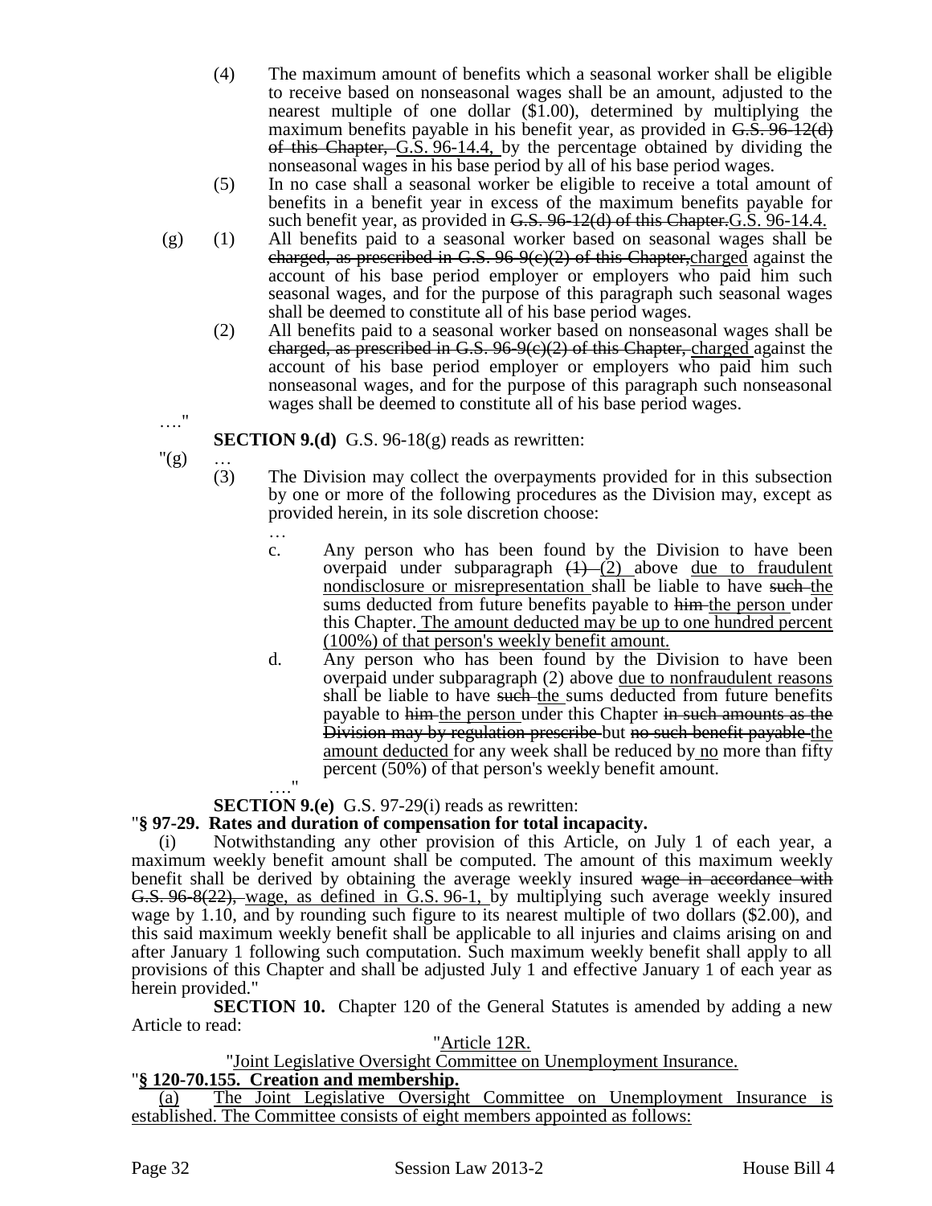(4) The maximum amount of benefits which a seasonal worker shall be eligible to receive based on nonseasonal wages shall be an amount, adjusted to the nearest multiple of one dollar ($1.00), determined by multiplying the maximum benefits payable in his benefit year, as provided in ~~G.S. 96-12(d) of this Chapter,~~ G.S. 96-14.4, by the percentage obtained by dividing the nonseasonal wages in his base period by all of his base period wages.

(5) In no case shall a seasonal worker be eligible to receive a total amount of benefits in a benefit year in excess of the maximum benefits payable for such benefit year, as provided in ~~G.S. 96-12(d) of this Chapter.~~G.S. 96-14.4.

(g) (1) All benefits paid to a seasonal worker based on seasonal wages shall be ~~charged, as prescribed in G.S. 96-9(c)(2) of this Chapter,~~charged against the account of his base period employer or employers who paid him such seasonal wages, and for the purpose of this paragraph such seasonal wages shall be deemed to constitute all of his base period wages.

(2) All benefits paid to a seasonal worker based on nonseasonal wages shall be ~~charged, as prescribed in G.S. 96-9(c)(2) of this Chapter,~~ charged against the account of his base period employer or employers who paid him such nonseasonal wages, and for the purpose of this paragraph such nonseasonal wages shall be deemed to constitute all of his base period wages.

…."

**SECTION 9.(d)** G.S. 96-18(g) reads as rewritten:

"(g) …

(3) The Division may collect the overpayments provided for in this subsection by one or more of the following procedures as the Division may, except as provided herein, in its sole discretion choose:

…

c. Any person who has been found by the Division to have been overpaid under subparagraph ~~(1)~~ (2) above due to fraudulent nondisclosure or misrepresentation shall be liable to have ~~such~~ the sums deducted from future benefits payable to ~~him~~ the person under this Chapter. The amount deducted may be up to one hundred percent (100%) of that person's weekly benefit amount.

d. Any person who has been found by the Division to have been overpaid under subparagraph (2) above due to nonfraudulent reasons shall be liable to have ~~such~~ the sums deducted from future benefits payable to ~~him~~ the person under this Chapter ~~in such amounts as the Division may by regulation prescribe~~ but ~~no such benefit payable~~ the amount deducted for any week shall be reduced by no more than fifty percent (50%) of that person's weekly benefit amount.

…."

**SECTION 9.(e)** G.S. 97-29(i) reads as rewritten:

"**§ 97-29. Rates and duration of compensation for total incapacity.**

(i) Notwithstanding any other provision of this Article, on July 1 of each year, a maximum weekly benefit amount shall be computed. The amount of this maximum weekly benefit shall be derived by obtaining the average weekly insured ~~wage in accordance with G.S. 96-8(22),~~ wage, as defined in G.S. 96-1, by multiplying such average weekly insured wage by 1.10, and by rounding such figure to its nearest multiple of two dollars ($2.00), and this said maximum weekly benefit shall be applicable to all injuries and claims arising on and after January 1 following such computation. Such maximum weekly benefit shall apply to all provisions of this Chapter and shall be adjusted July 1 and effective January 1 of each year as herein provided."

**SECTION 10.** Chapter 120 of the General Statutes is amended by adding a new Article to read:

"Article 12R.

"Joint Legislative Oversight Committee on Unemployment Insurance.

"**§ 120-70.155. Creation and membership.**

(a) The Joint Legislative Oversight Committee on Unemployment Insurance is established. The Committee consists of eight members appointed as follows: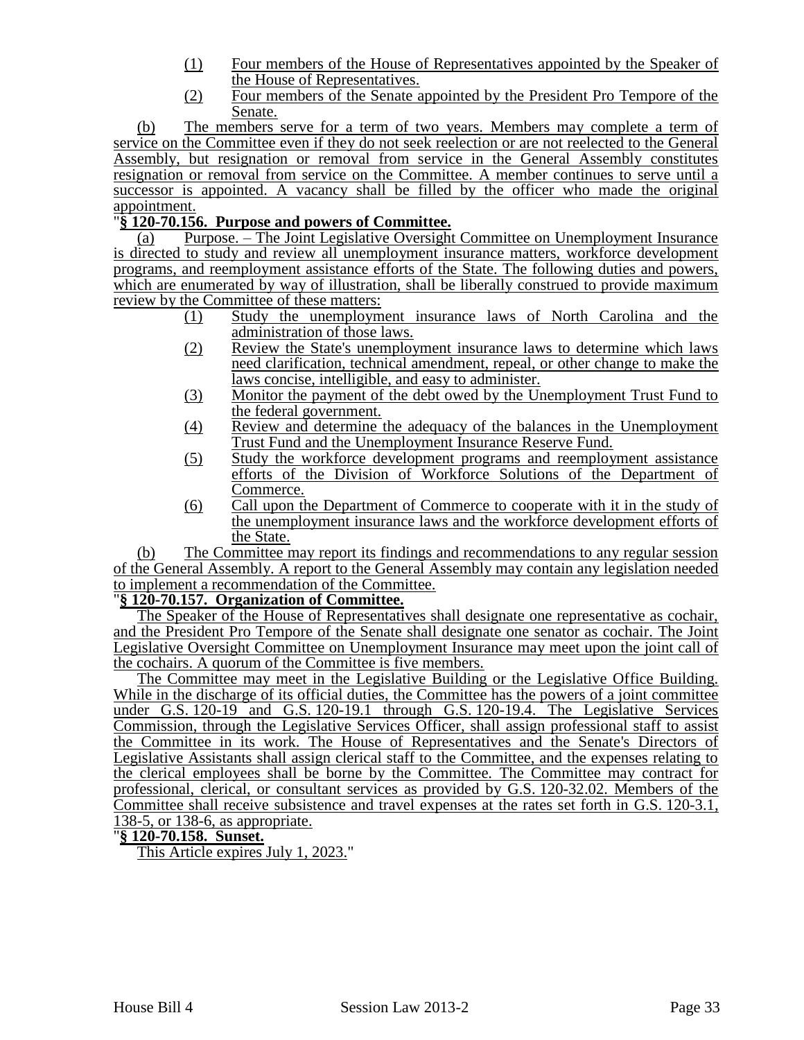(1) Four members of the House of Representatives appointed by the Speaker of the House of Representatives.

(2) Four members of the Senate appointed by the President Pro Tempore of the Senate.

(b) The members serve for a term of two years. Members may complete a term of service on the Committee even if they do not seek reelection or are not reelected to the General Assembly, but resignation or removal from service in the General Assembly constitutes resignation or removal from service on the Committee. A member continues to serve until a successor is appointed. A vacancy shall be filled by the officer who made the original appointment.

"**§ 120-70.156. Purpose and powers of Committee.**

(a) Purpose. – The Joint Legislative Oversight Committee on Unemployment Insurance is directed to study and review all unemployment insurance matters, workforce development programs, and reemployment assistance efforts of the State. The following duties and powers, which are enumerated by way of illustration, shall be liberally construed to provide maximum review by the Committee of these matters:

(1) Study the unemployment insurance laws of North Carolina and the administration of those laws.

(2) Review the State's unemployment insurance laws to determine which laws need clarification, technical amendment, repeal, or other change to make the laws concise, intelligible, and easy to administer.

(3) Monitor the payment of the debt owed by the Unemployment Trust Fund to the federal government.

(4) Review and determine the adequacy of the balances in the Unemployment Trust Fund and the Unemployment Insurance Reserve Fund.

(5) Study the workforce development programs and reemployment assistance efforts of the Division of Workforce Solutions of the Department of Commerce.

(6) Call upon the Department of Commerce to cooperate with it in the study of the unemployment insurance laws and the workforce development efforts of the State.

(b) The Committee may report its findings and recommendations to any regular session of the General Assembly. A report to the General Assembly may contain any legislation needed to implement a recommendation of the Committee.

"**§ 120-70.157. Organization of Committee.**

The Speaker of the House of Representatives shall designate one representative as cochair, and the President Pro Tempore of the Senate shall designate one senator as cochair. The Joint Legislative Oversight Committee on Unemployment Insurance may meet upon the joint call of the cochairs. A quorum of the Committee is five members.

The Committee may meet in the Legislative Building or the Legislative Office Building. While in the discharge of its official duties, the Committee has the powers of a joint committee under G.S. 120-19 and G.S. 120-19.1 through G.S. 120-19.4. The Legislative Services Commission, through the Legislative Services Officer, shall assign professional staff to assist the Committee in its work. The House of Representatives and the Senate's Directors of Legislative Assistants shall assign clerical staff to the Committee, and the expenses relating to the clerical employees shall be borne by the Committee. The Committee may contract for professional, clerical, or consultant services as provided by G.S. 120-32.02. Members of the Committee shall receive subsistence and travel expenses at the rates set forth in G.S. 120-3.1, 138-5, or 138-6, as appropriate.

"**§ 120-70.158. Sunset.**

This Article expires July 1, 2023."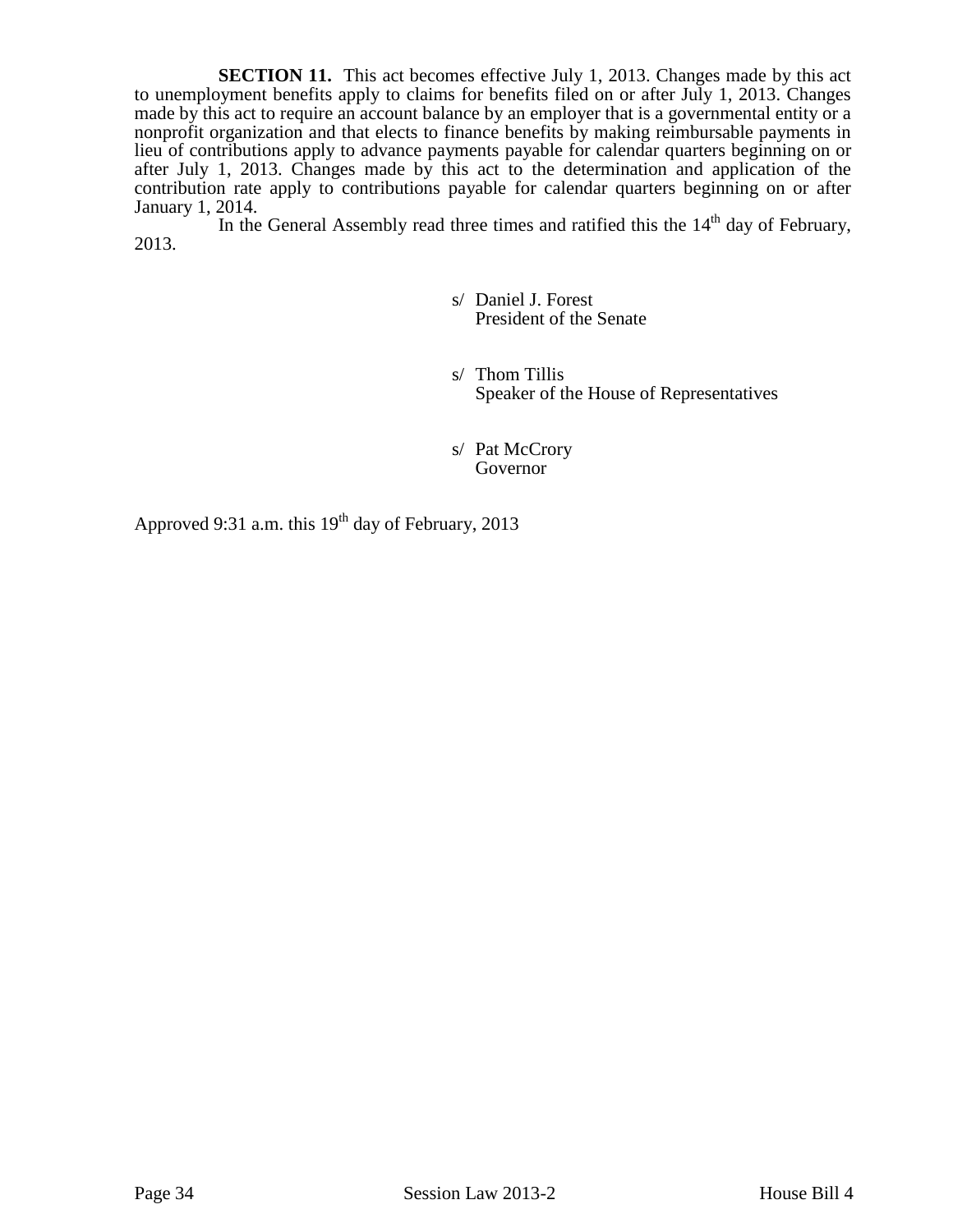**SECTION 11.** This act becomes effective July 1, 2013. Changes made by this act to unemployment benefits apply to claims for benefits filed on or after July 1, 2013. Changes made by this act to require an account balance by an employer that is a governmental entity or a nonprofit organization and that elects to finance benefits by making reimbursable payments in lieu of contributions apply to advance payments payable for calendar quarters beginning on or after July 1, 2013. Changes made by this act to the determination and application of the contribution rate apply to contributions payable for calendar quarters beginning on or after January 1, 2014.

In the General Assembly read three times and ratified this the 14th day of February, 2013.

s/ Daniel J. Forest
President of the Senate

s/ Thom Tillis
Speaker of the House of Representatives

s/ Pat McCrory
Governor

Approved 9:31 a.m. this 19th day of February, 2013